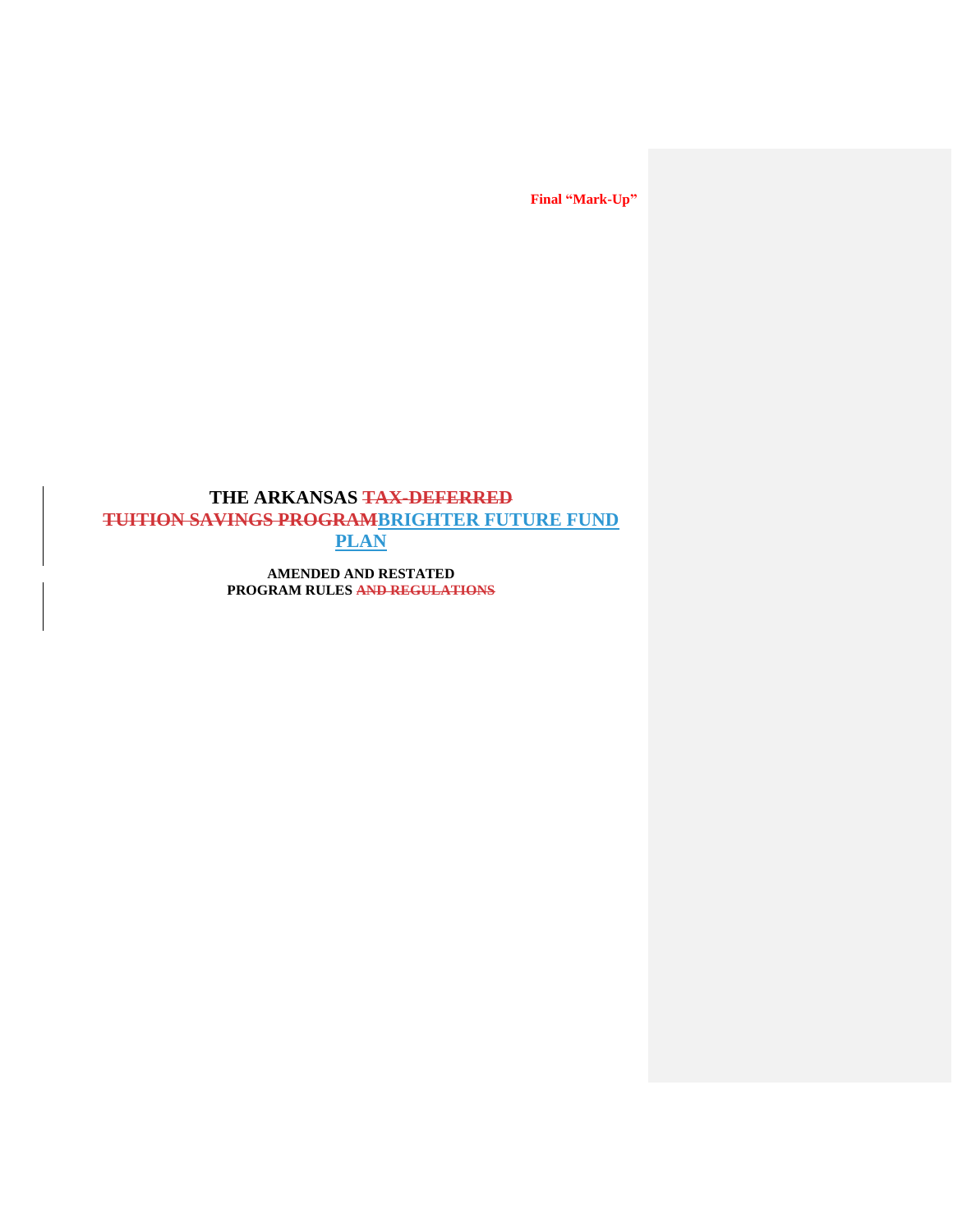**Final "Mark-Up"**

# THE ARKANSAS ~~TAX-DEFERRED TUITION SAVINGS PROGRAM~~BRIGHTER FUTURE FUND PLAN

**AMENDED AND RESTATED**
**PROGRAM RULES ~~AND REGULATIONS~~**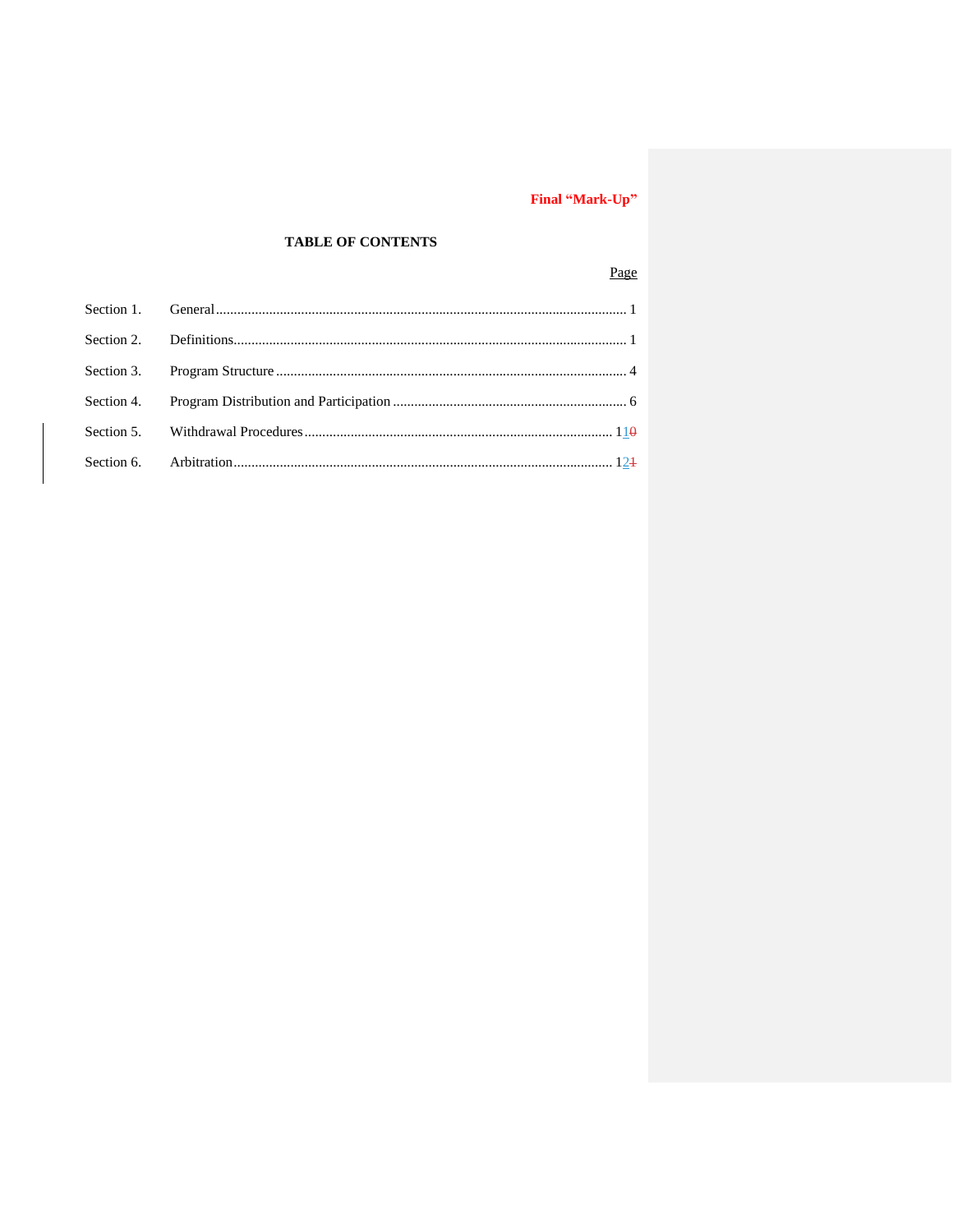**Final "Mark-Up"**

# TABLE OF CONTENTS

| | | Page |
|---|---|---|
| Section 1. | General | 1 |
| Section 2. | Definitions | 1 |
| Section 3. | Program Structure | 4 |
| Section 4. | Program Distribution and Participation | 6 |
| Section 5. | Withdrawal Procedures | 1~~0~~1 |
| Section 6. | Arbitration | 1~~1~~2 |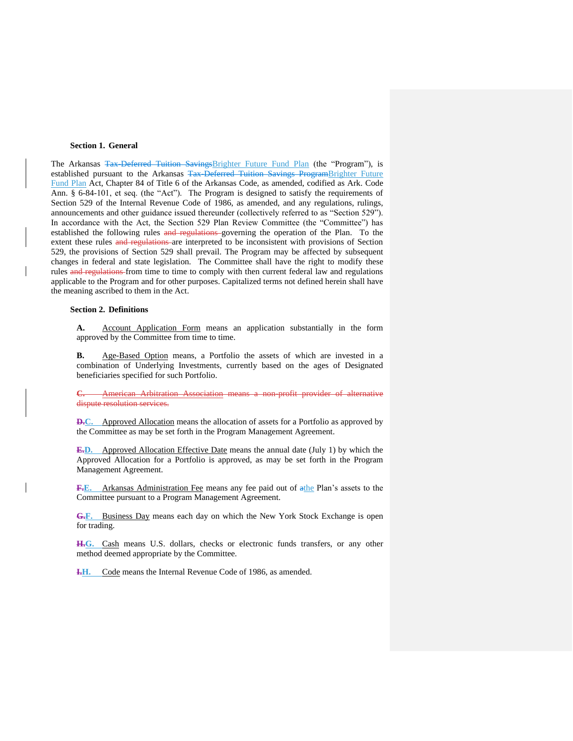**Section 1. General**

The Arkansas ~~Tax-Deferred Tuition Savings~~Brighter Future Fund Plan (the "Program"), is established pursuant to the Arkansas ~~Tax-Deferred Tuition Savings Program~~Brighter Future Fund Plan Act, Chapter 84 of Title 6 of the Arkansas Code, as amended, codified as Ark. Code Ann. § 6-84-101, et seq. (the "Act"). The Program is designed to satisfy the requirements of Section 529 of the Internal Revenue Code of 1986, as amended, and any regulations, rulings, announcements and other guidance issued thereunder (collectively referred to as "Section 529"). In accordance with the Act, the Section 529 Plan Review Committee (the "Committee") has established the following rules ~~and regulations~~ governing the operation of the Plan. To the extent these rules ~~and regulations~~ are interpreted to be inconsistent with provisions of Section 529, the provisions of Section 529 shall prevail. The Program may be affected by subsequent changes in federal and state legislation. The Committee shall have the right to modify these rules ~~and regulations~~ from time to time to comply with then current federal law and regulations applicable to the Program and for other purposes. Capitalized terms not defined herein shall have the meaning ascribed to them in the Act.

**Section 2. Definitions**

**A.** Account Application Form means an application substantially in the form approved by the Committee from time to time.

**B.** Age-Based Option means, a Portfolio the assets of which are invested in a combination of Underlying Investments, currently based on the ages of Designated beneficiaries specified for such Portfolio.

~~C. American Arbitration Association means a non-profit provider of alternative dispute resolution services.~~

~~D.~~**C.** Approved Allocation means the allocation of assets for a Portfolio as approved by the Committee as may be set forth in the Program Management Agreement.

~~E.~~**D.** Approved Allocation Effective Date means the annual date (July 1) by which the Approved Allocation for a Portfolio is approved, as may be set forth in the Program Management Agreement.

~~F.~~**E.** Arkansas Administration Fee means any fee paid out of ~~a~~the Plan's assets to the Committee pursuant to a Program Management Agreement.

~~G.~~**F.** Business Day means each day on which the New York Stock Exchange is open for trading.

~~H.~~**G.** Cash means U.S. dollars, checks or electronic funds transfers, or any other method deemed appropriate by the Committee.

~~I.~~**H.** Code means the Internal Revenue Code of 1986, as amended.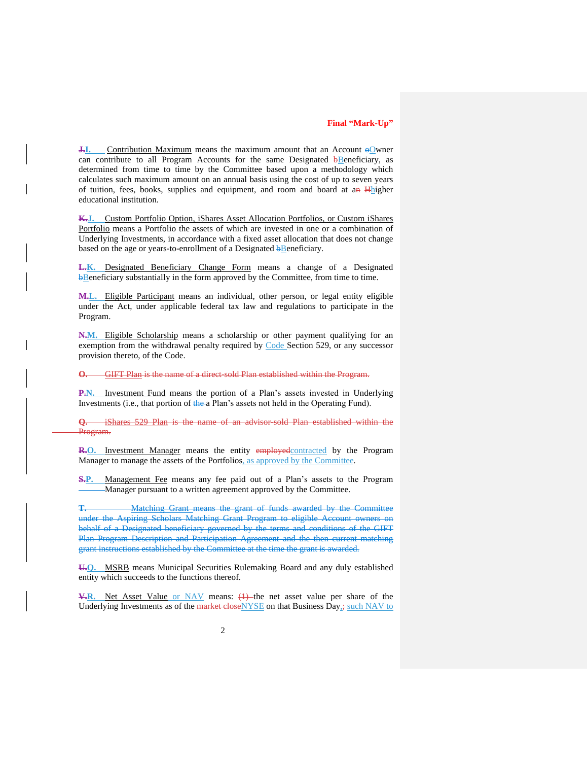~~J.~~I. Contribution Maximum means the maximum amount that an Account ~~o~~Owner can contribute to all Program Accounts for the same Designated ~~b~~Beneficiary, as determined from time to time by the Committee based upon a methodology which calculates such maximum amount on an annual basis using the cost of up to seven years of tuition, fees, books, supplies and equipment, and room and board at a~~n~~ ~~H~~higher educational institution.

~~K.~~J. Custom Portfolio Option, iShares Asset Allocation Portfolios, or Custom iShares Portfolio means a Portfolio the assets of which are invested in one or a combination of Underlying Investments, in accordance with a fixed asset allocation that does not change based on the age or years-to-enrollment of a Designated ~~b~~Beneficiary.

~~L.~~K. Designated Beneficiary Change Form means a change of a Designated ~~b~~Beneficiary substantially in the form approved by the Committee, from time to time.

~~M.~~L. Eligible Participant means an individual, other person, or legal entity eligible under the Act, under applicable federal tax law and regulations to participate in the Program.

~~N.~~M. Eligible Scholarship means a scholarship or other payment qualifying for an exemption from the withdrawal penalty required by Code Section 529, or any successor provision thereto, of the Code.

~~O. GIFT Plan is the name of a direct-sold Plan established within the Program.~~

~~P.~~N. Investment Fund means the portion of a Plan's assets invested in Underlying Investments (i.e., that portion of ~~the~~ a Plan's assets not held in the Operating Fund).

~~Q. iShares 529 Plan is the name of an advisor-sold Plan established within the Program.~~

~~R.~~O. Investment Manager means the entity ~~employed~~contracted by the Program Manager to manage the assets of the Portfolios, as approved by the Committee.

~~S.~~P. Management Fee means any fee paid out of a Plan's assets to the Program Manager pursuant to a written agreement approved by the Committee.

~~T. Matching Grant means the grant of funds awarded by the Committee under the Aspiring Scholars Matching Grant Program to eligible Account owners on behalf of a Designated beneficiary governed by the terms and conditions of the GIFT Plan Program Description and Participation Agreement and the then current matching grant instructions established by the Committee at the time the grant is awarded.~~

~~U.~~Q. MSRB means Municipal Securities Rulemaking Board and any duly established entity which succeeds to the functions thereof.

~~V.~~R. Net Asset Value or NAV means: ~~(1)~~ the net asset value per share of the Underlying Investments as of the ~~market close~~NYSE on that Business Day, ~~;~~ such NAV to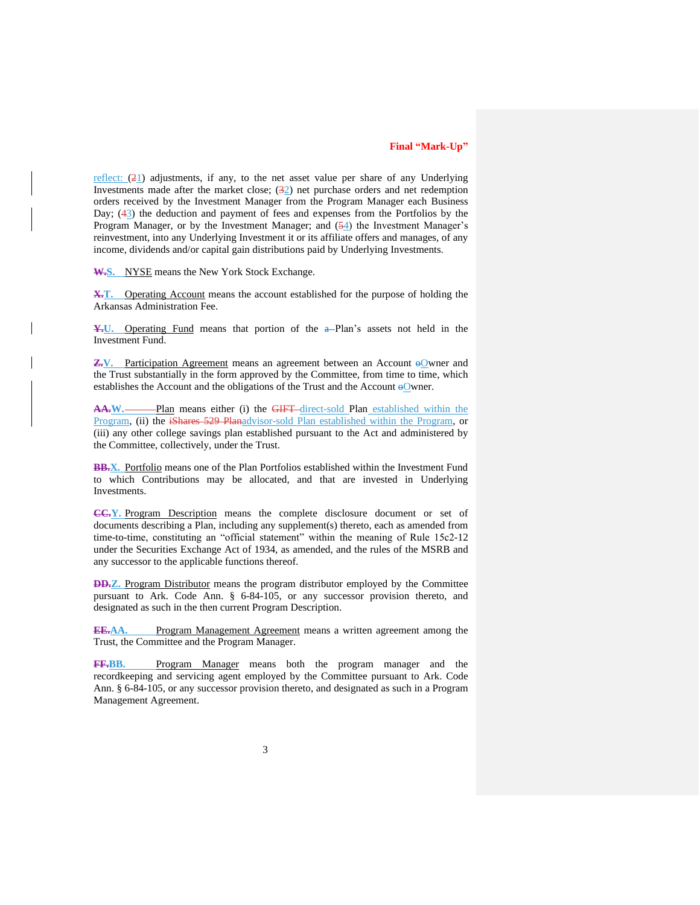reflect: (~~2~~1) adjustments, if any, to the net asset value per share of any Underlying Investments made after the market close; (~~3~~2) net purchase orders and net redemption orders received by the Investment Manager from the Program Manager each Business Day; (~~4~~3) the deduction and payment of fees and expenses from the Portfolios by the Program Manager, or by the Investment Manager; and (~~5~~4) the Investment Manager's reinvestment, into any Underlying Investment it or its affiliate offers and manages, of any income, dividends and/or capital gain distributions paid by Underlying Investments.

~~W.~~S. NYSE means the New York Stock Exchange.

~~X.~~T. Operating Account means the account established for the purpose of holding the Arkansas Administration Fee.

~~Y.~~U. Operating Fund means that portion of the ~~a~~ Plan's assets not held in the Investment Fund.

~~Z.~~V. Participation Agreement means an agreement between an Account ~~o~~Owner and the Trust substantially in the form approved by the Committee, from time to time, which establishes the Account and the obligations of the Trust and the Account ~~o~~Owner.

~~AA.~~W. Plan means either (i) the ~~GIFT~~ direct-sold Plan established within the Program, (ii) the ~~iShares 529 Plan~~advisor-sold Plan established within the Program, or (iii) any other college savings plan established pursuant to the Act and administered by the Committee, collectively, under the Trust.

~~BB.~~X. Portfolio means one of the Plan Portfolios established within the Investment Fund to which Contributions may be allocated, and that are invested in Underlying Investments.

~~CC.~~Y. Program Description means the complete disclosure document or set of documents describing a Plan, including any supplement(s) thereto, each as amended from time-to-time, constituting an "official statement" within the meaning of Rule 15c2-12 under the Securities Exchange Act of 1934, as amended, and the rules of the MSRB and any successor to the applicable functions thereof.

~~DD.~~Z. Program Distributor means the program distributor employed by the Committee pursuant to Ark. Code Ann. § 6-84-105, or any successor provision thereto, and designated as such in the then current Program Description.

~~EE.~~AA. Program Management Agreement means a written agreement among the Trust, the Committee and the Program Manager.

~~FF.~~BB. Program Manager means both the program manager and the recordkeeping and servicing agent employed by the Committee pursuant to Ark. Code Ann. § 6-84-105, or any successor provision thereto, and designated as such in a Program Management Agreement.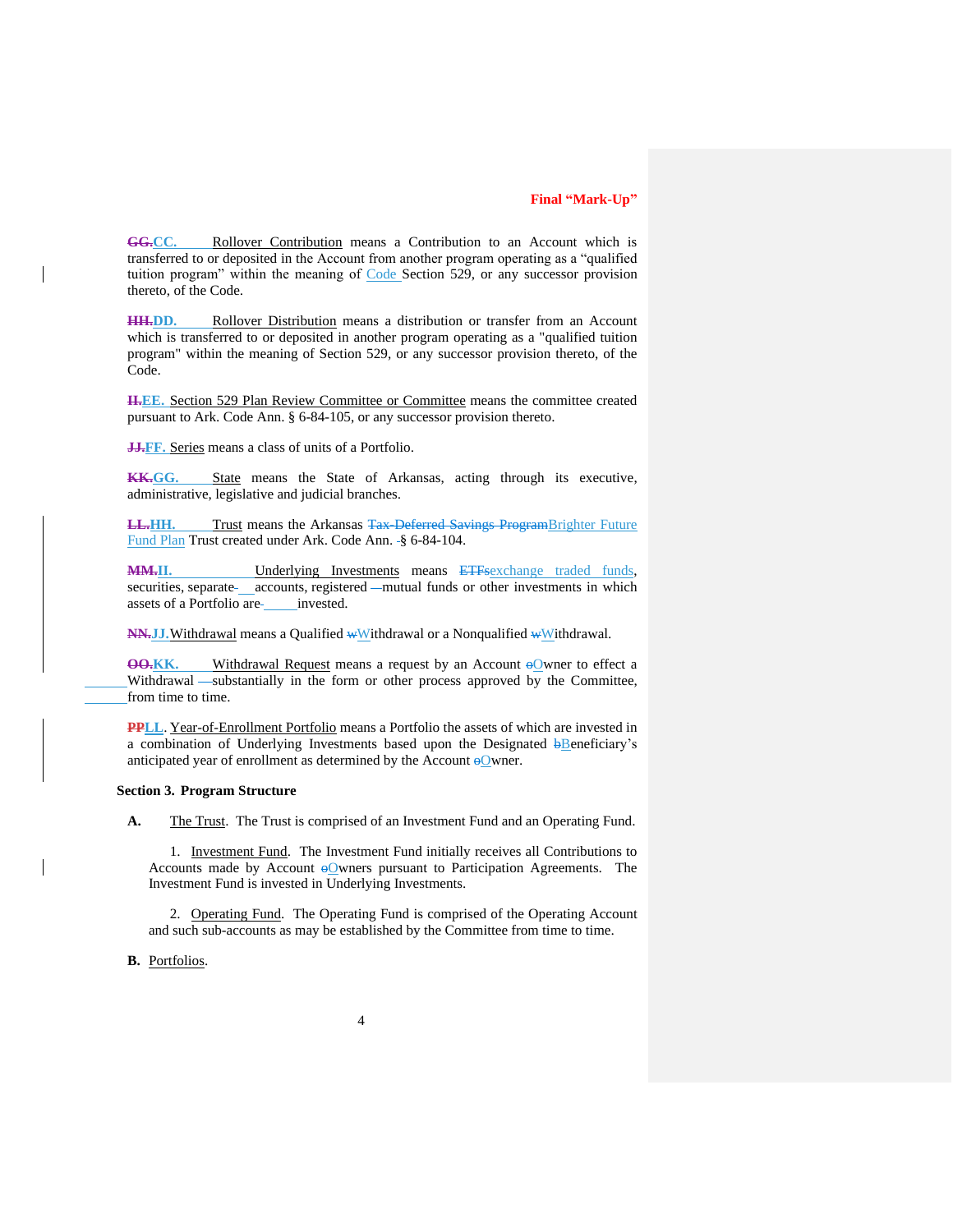~~GG.~~CC. Rollover Contribution means a Contribution to an Account which is transferred to or deposited in the Account from another program operating as a "qualified tuition program" within the meaning of Code Section 529, or any successor provision thereto, of the Code.

~~HH.~~DD. Rollover Distribution means a distribution or transfer from an Account which is transferred to or deposited in another program operating as a "qualified tuition program" within the meaning of Section 529, or any successor provision thereto, of the Code.

~~II.~~EE. Section 529 Plan Review Committee or Committee means the committee created pursuant to Ark. Code Ann. § 6-84-105, or any successor provision thereto.

~~JJ.~~FF. Series means a class of units of a Portfolio.

~~KK.~~GG. State means the State of Arkansas, acting through its executive, administrative, legislative and judicial branches.

~~LL.~~HH. Trust means the Arkansas ~~Tax-Deferred Savings Program~~Brighter Future Fund Plan Trust created under Ark. Code Ann. § 6-84-104.

~~MM.~~II. Underlying Investments means ~~ETFs~~exchange traded funds, securities, separate accounts, registered mutual funds or other investments in which assets of a Portfolio are invested.

~~NN.~~JJ. Withdrawal means a Qualified ~~w~~Withdrawal or a Nonqualified ~~w~~Withdrawal.

~~OO.~~KK. Withdrawal Request means a request by an Account ~~o~~Owner to effect a Withdrawal substantially in the form or other process approved by the Committee, from time to time.

~~PP~~LL. Year-of-Enrollment Portfolio means a Portfolio the assets of which are invested in a combination of Underlying Investments based upon the Designated ~~b~~Beneficiary's anticipated year of enrollment as determined by the Account ~~o~~Owner.

## Section 3. Program Structure

**A.** The Trust. The Trust is comprised of an Investment Fund and an Operating Fund.

1. Investment Fund. The Investment Fund initially receives all Contributions to Accounts made by Account ~~o~~Owners pursuant to Participation Agreements. The Investment Fund is invested in Underlying Investments.

2. Operating Fund. The Operating Fund is comprised of the Operating Account and such sub-accounts as may be established by the Committee from time to time.

**B.** Portfolios.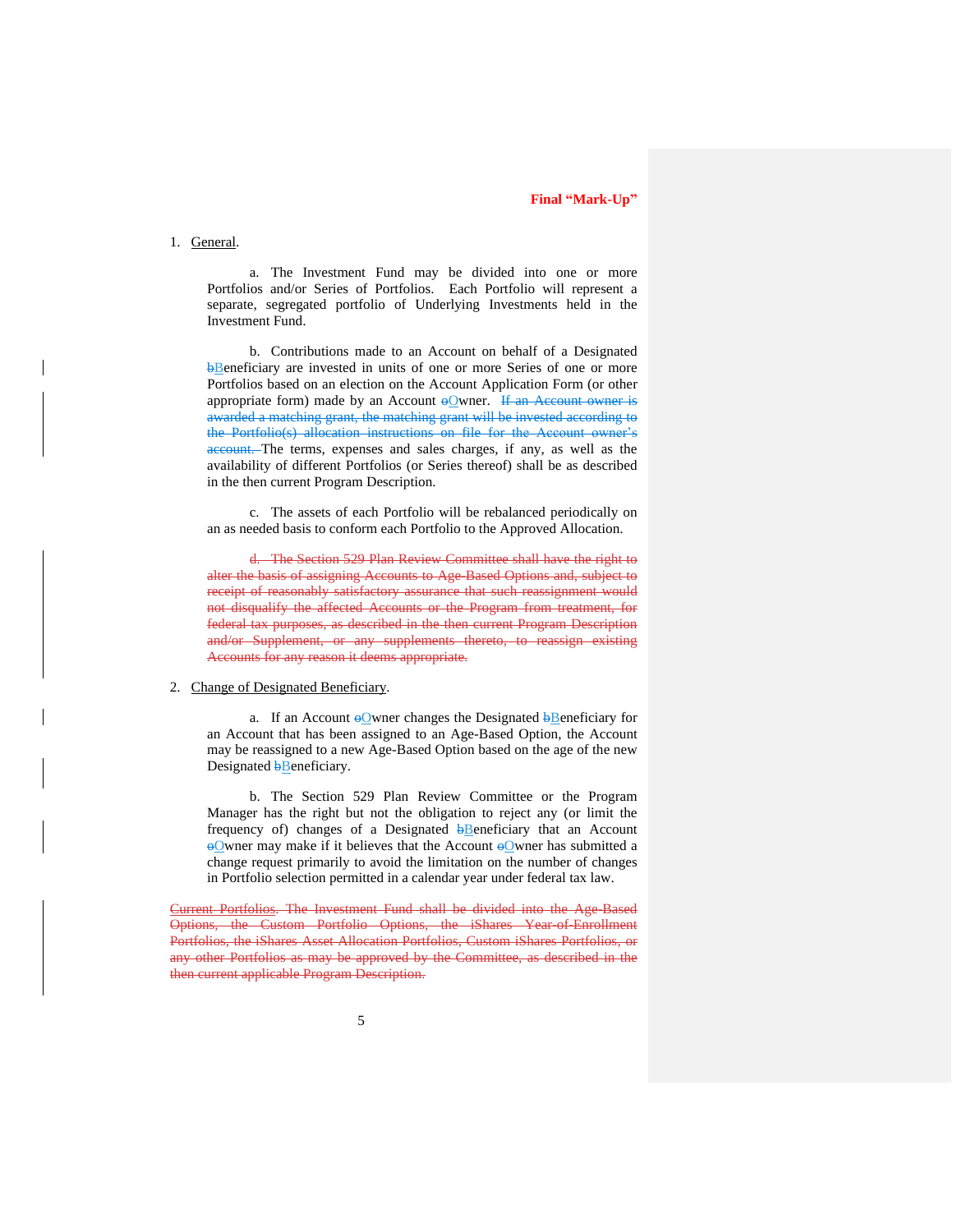**Final "Mark-Up"**

1. General.

   a. The Investment Fund may be divided into one or more Portfolios and/or Series of Portfolios. Each Portfolio will represent a separate, segregated portfolio of Underlying Investments held in the Investment Fund.

   b. Contributions made to an Account on behalf of a Designated ~~b~~Beneficiary are invested in units of one or more Series of one or more Portfolios based on an election on the Account Application Form (or other appropriate form) made by an Account ~~o~~Owner. ~~If an Account owner is awarded a matching grant, the matching grant will be invested according to the Portfolio(s) allocation instructions on file for the Account owner's account.~~ The terms, expenses and sales charges, if any, as well as the availability of different Portfolios (or Series thereof) shall be as described in the then current Program Description.

   c. The assets of each Portfolio will be rebalanced periodically on an as needed basis to conform each Portfolio to the Approved Allocation.

   ~~d. The Section 529 Plan Review Committee shall have the right to alter the basis of assigning Accounts to Age-Based Options and, subject to receipt of reasonably satisfactory assurance that such reassignment would not disqualify the affected Accounts or the Program from treatment, for federal tax purposes, as described in the then current Program Description and/or Supplement, or any supplements thereto, to reassign existing Accounts for any reason it deems appropriate.~~

2. Change of Designated Beneficiary.

   a. If an Account ~~o~~Owner changes the Designated ~~b~~Beneficiary for an Account that has been assigned to an Age-Based Option, the Account may be reassigned to a new Age-Based Option based on the age of the new Designated ~~b~~Beneficiary.

   b. The Section 529 Plan Review Committee or the Program Manager has the right but not the obligation to reject any (or limit the frequency of) changes of a Designated ~~b~~Beneficiary that an Account ~~o~~Owner may make if it believes that the Account ~~o~~Owner has submitted a change request primarily to avoid the limitation on the number of changes in Portfolio selection permitted in a calendar year under federal tax law.

~~Current Portfolios. The Investment Fund shall be divided into the Age-Based Options, the Custom Portfolio Options, the iShares Year-of-Enrollment Portfolios, the iShares Asset Allocation Portfolios, Custom iShares Portfolios, or any other Portfolios as may be approved by the Committee, as described in the then current applicable Program Description.~~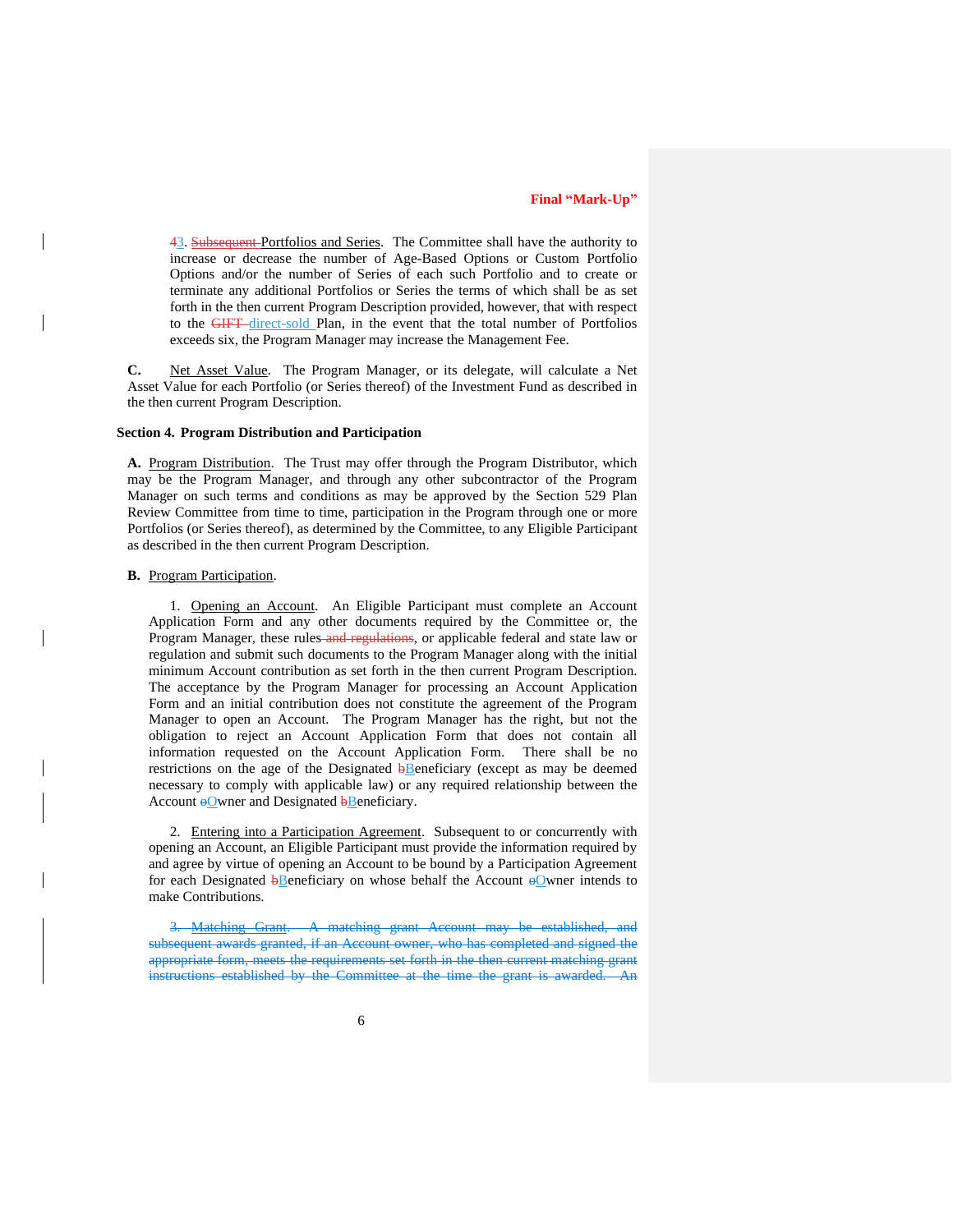**Final "Mark-Up"**

~~4~~3. ~~Subsequent~~ Portfolios and Series. The Committee shall have the authority to increase or decrease the number of Age-Based Options or Custom Portfolio Options and/or the number of Series of each such Portfolio and to create or terminate any additional Portfolios or Series the terms of which shall be as set forth in the then current Program Description provided, however, that with respect to the ~~GIFT~~ direct-sold Plan, in the event that the total number of Portfolios exceeds six, the Program Manager may increase the Management Fee.

**C.** Net Asset Value. The Program Manager, or its delegate, will calculate a Net Asset Value for each Portfolio (or Series thereof) of the Investment Fund as described in the then current Program Description.

**Section 4. Program Distribution and Participation**

**A.** Program Distribution. The Trust may offer through the Program Distributor, which may be the Program Manager, and through any other subcontractor of the Program Manager on such terms and conditions as may be approved by the Section 529 Plan Review Committee from time to time, participation in the Program through one or more Portfolios (or Series thereof), as determined by the Committee, to any Eligible Participant as described in the then current Program Description.

**B.** Program Participation.

1. Opening an Account. An Eligible Participant must complete an Account Application Form and any other documents required by the Committee or, the Program Manager, these rules ~~and regulations~~, or applicable federal and state law or regulation and submit such documents to the Program Manager along with the initial minimum Account contribution as set forth in the then current Program Description. The acceptance by the Program Manager for processing an Account Application Form and an initial contribution does not constitute the agreement of the Program Manager to open an Account. The Program Manager has the right, but not the obligation to reject an Account Application Form that does not contain all information requested on the Account Application Form. There shall be no restrictions on the age of the Designated ~~b~~Beneficiary (except as may be deemed necessary to comply with applicable law) or any required relationship between the Account ~~o~~Owner and Designated ~~b~~Beneficiary.

2. Entering into a Participation Agreement. Subsequent to or concurrently with opening an Account, an Eligible Participant must provide the information required by and agree by virtue of opening an Account to be bound by a Participation Agreement for each Designated ~~b~~Beneficiary on whose behalf the Account ~~o~~Owner intends to make Contributions.

~~3. Matching Grant. A matching grant Account may be established, and subsequent awards granted, if an Account owner, who has completed and signed the appropriate form, meets the requirements set forth in the then current matching grant instructions established by the Committee at the time the grant is awarded. An~~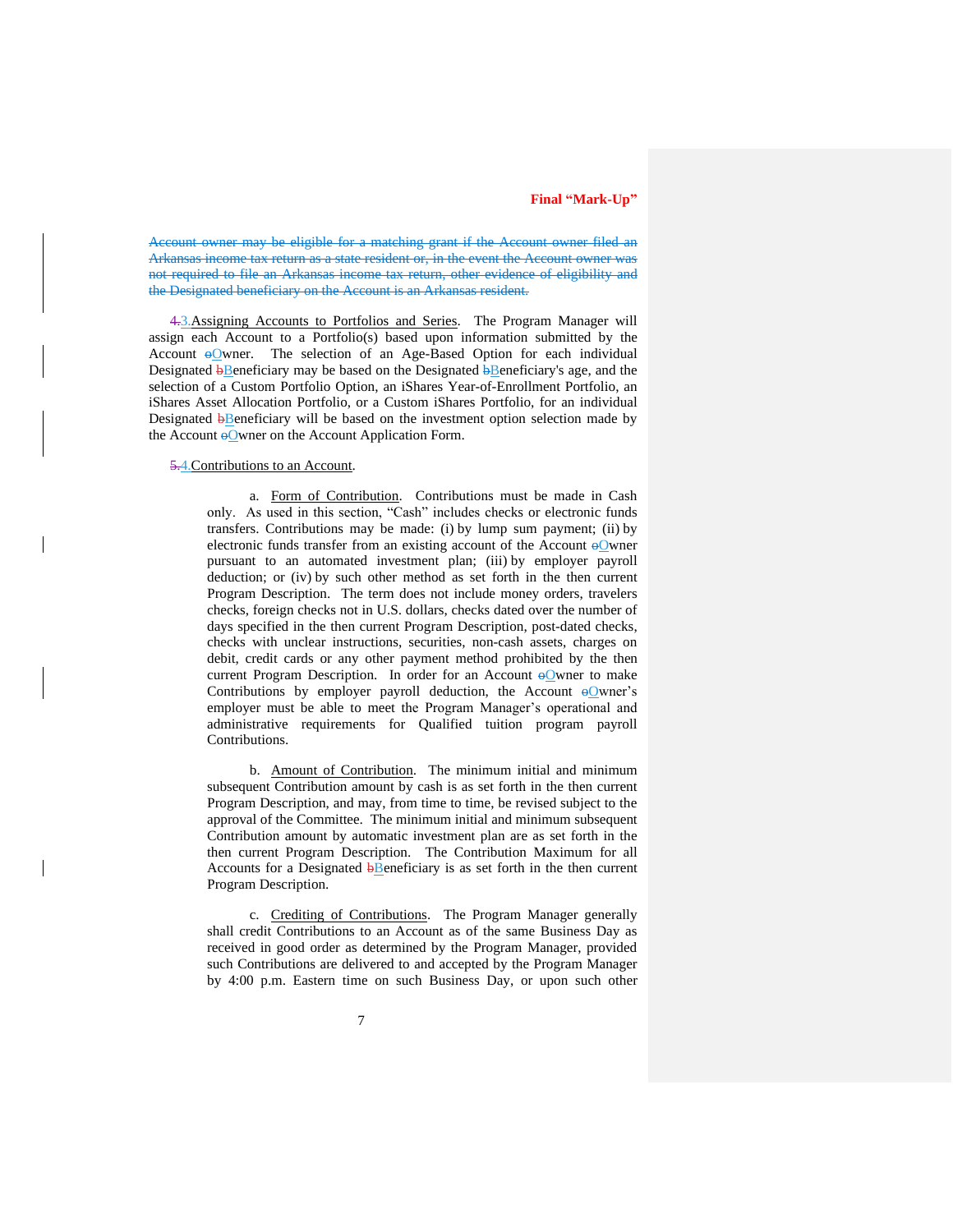~~Account owner may be eligible for a matching grant if the Account owner filed an Arkansas income tax return as a state resident or, in the event the Account owner was not required to file an Arkansas income tax return, other evidence of eligibility and the Designated beneficiary on the Account is an Arkansas resident.~~

~~4.~~3.Assigning Accounts to Portfolios and Series. The Program Manager will assign each Account to a Portfolio(s) based upon information submitted by the Account ~~o~~Owner. The selection of an Age-Based Option for each individual Designated ~~b~~Beneficiary may be based on the Designated ~~b~~Beneficiary's age, and the selection of a Custom Portfolio Option, an iShares Year-of-Enrollment Portfolio, an iShares Asset Allocation Portfolio, or a Custom iShares Portfolio, for an individual Designated ~~b~~Beneficiary will be based on the investment option selection made by the Account ~~o~~Owner on the Account Application Form.

~~5.~~4.Contributions to an Account.

a. Form of Contribution. Contributions must be made in Cash only. As used in this section, "Cash" includes checks or electronic funds transfers. Contributions may be made: (i) by lump sum payment; (ii) by electronic funds transfer from an existing account of the Account ~~o~~Owner pursuant to an automated investment plan; (iii) by employer payroll deduction; or (iv) by such other method as set forth in the then current Program Description. The term does not include money orders, travelers checks, foreign checks not in U.S. dollars, checks dated over the number of days specified in the then current Program Description, post-dated checks, checks with unclear instructions, securities, non-cash assets, charges on debit, credit cards or any other payment method prohibited by the then current Program Description. In order for an Account ~~o~~Owner to make Contributions by employer payroll deduction, the Account ~~o~~Owner's employer must be able to meet the Program Manager's operational and administrative requirements for Qualified tuition program payroll Contributions.

b. Amount of Contribution. The minimum initial and minimum subsequent Contribution amount by cash is as set forth in the then current Program Description, and may, from time to time, be revised subject to the approval of the Committee. The minimum initial and minimum subsequent Contribution amount by automatic investment plan are as set forth in the then current Program Description. The Contribution Maximum for all Accounts for a Designated ~~b~~Beneficiary is as set forth in the then current Program Description.

c. Crediting of Contributions. The Program Manager generally shall credit Contributions to an Account as of the same Business Day as received in good order as determined by the Program Manager, provided such Contributions are delivered to and accepted by the Program Manager by 4:00 p.m. Eastern time on such Business Day, or upon such other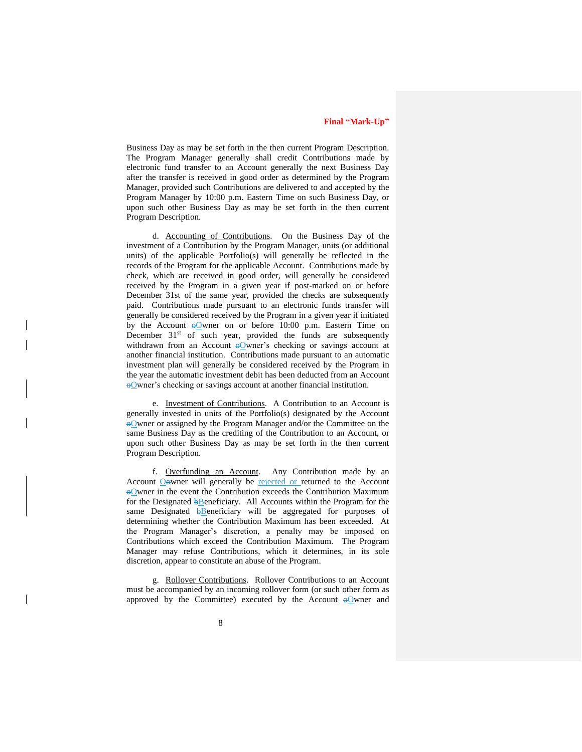Business Day as may be set forth in the then current Program Description. The Program Manager generally shall credit Contributions made by electronic fund transfer to an Account generally the next Business Day after the transfer is received in good order as determined by the Program Manager, provided such Contributions are delivered to and accepted by the Program Manager by 10:00 p.m. Eastern Time on such Business Day, or upon such other Business Day as may be set forth in the then current Program Description.

d. Accounting of Contributions. On the Business Day of the investment of a Contribution by the Program Manager, units (or additional units) of the applicable Portfolio(s) will generally be reflected in the records of the Program for the applicable Account. Contributions made by check, which are received in good order, will generally be considered received by the Program in a given year if post-marked on or before December 31st of the same year, provided the checks are subsequently paid. Contributions made pursuant to an electronic funds transfer will generally be considered received by the Program in a given year if initiated by the Account ~~o~~Owner on or before 10:00 p.m. Eastern Time on December 31st of such year, provided the funds are subsequently withdrawn from an Account ~~o~~Owner's checking or savings account at another financial institution. Contributions made pursuant to an automatic investment plan will generally be considered received by the Program in the year the automatic investment debit has been deducted from an Account ~~o~~Owner's checking or savings account at another financial institution.

e. Investment of Contributions. A Contribution to an Account is generally invested in units of the Portfolio(s) designated by the Account ~~o~~Owner or assigned by the Program Manager and/or the Committee on the same Business Day as the crediting of the Contribution to an Account, or upon such other Business Day as may be set forth in the then current Program Description.

f. Overfunding an Account. Any Contribution made by an Account O~~o~~wner will generally be rejected or returned to the Account ~~o~~Owner in the event the Contribution exceeds the Contribution Maximum for the Designated ~~b~~Beneficiary. All Accounts within the Program for the same Designated ~~b~~Beneficiary will be aggregated for purposes of determining whether the Contribution Maximum has been exceeded. At the Program Manager's discretion, a penalty may be imposed on Contributions which exceed the Contribution Maximum. The Program Manager may refuse Contributions, which it determines, in its sole discretion, appear to constitute an abuse of the Program.

g. Rollover Contributions. Rollover Contributions to an Account must be accompanied by an incoming rollover form (or such other form as approved by the Committee) executed by the Account ~~o~~Owner and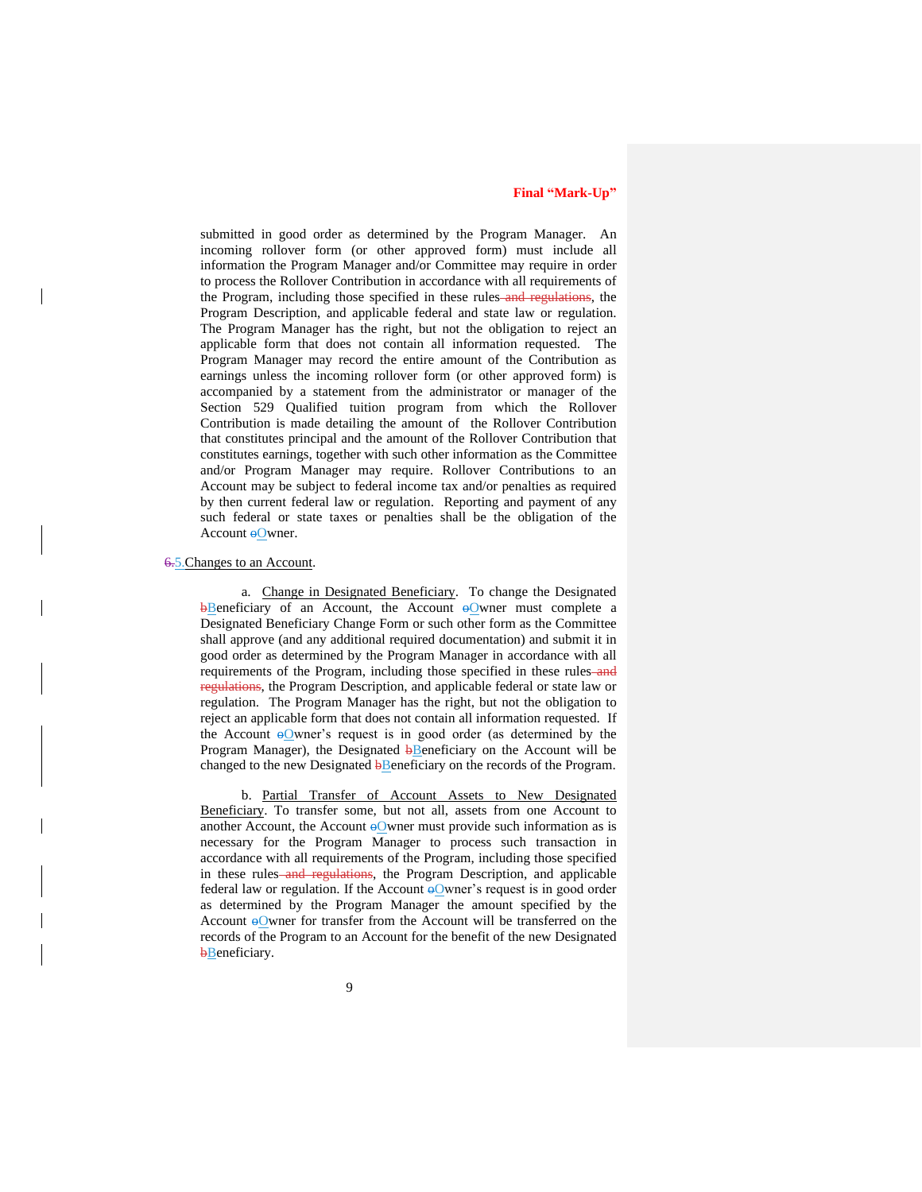submitted in good order as determined by the Program Manager. An incoming rollover form (or other approved form) must include all information the Program Manager and/or Committee may require in order to process the Rollover Contribution in accordance with all requirements of the Program, including those specified in these rules ~~and regulations~~, the Program Description, and applicable federal and state law or regulation. The Program Manager has the right, but not the obligation to reject an applicable form that does not contain all information requested. The Program Manager may record the entire amount of the Contribution as earnings unless the incoming rollover form (or other approved form) is accompanied by a statement from the administrator or manager of the Section 529 Qualified tuition program from which the Rollover Contribution is made detailing the amount of the Rollover Contribution that constitutes principal and the amount of the Rollover Contribution that constitutes earnings, together with such other information as the Committee and/or Program Manager may require. Rollover Contributions to an Account may be subject to federal income tax and/or penalties as required by then current federal law or regulation. Reporting and payment of any such federal or state taxes or penalties shall be the obligation of the Account ~~o~~Owner.

~~6.~~5. Changes to an Account.

a. Change in Designated Beneficiary. To change the Designated ~~b~~Beneficiary of an Account, the Account ~~o~~Owner must complete a Designated Beneficiary Change Form or such other form as the Committee shall approve (and any additional required documentation) and submit it in good order as determined by the Program Manager in accordance with all requirements of the Program, including those specified in these rules ~~and regulations~~, the Program Description, and applicable federal or state law or regulation. The Program Manager has the right, but not the obligation to reject an applicable form that does not contain all information requested. If the Account ~~o~~Owner's request is in good order (as determined by the Program Manager), the Designated ~~b~~Beneficiary on the Account will be changed to the new Designated ~~b~~Beneficiary on the records of the Program.

b. Partial Transfer of Account Assets to New Designated Beneficiary. To transfer some, but not all, assets from one Account to another Account, the Account ~~o~~Owner must provide such information as is necessary for the Program Manager to process such transaction in accordance with all requirements of the Program, including those specified in these rules ~~and regulations~~, the Program Description, and applicable federal law or regulation. If the Account ~~o~~Owner's request is in good order as determined by the Program Manager the amount specified by the Account ~~o~~Owner for transfer from the Account will be transferred on the records of the Program to an Account for the benefit of the new Designated ~~b~~Beneficiary.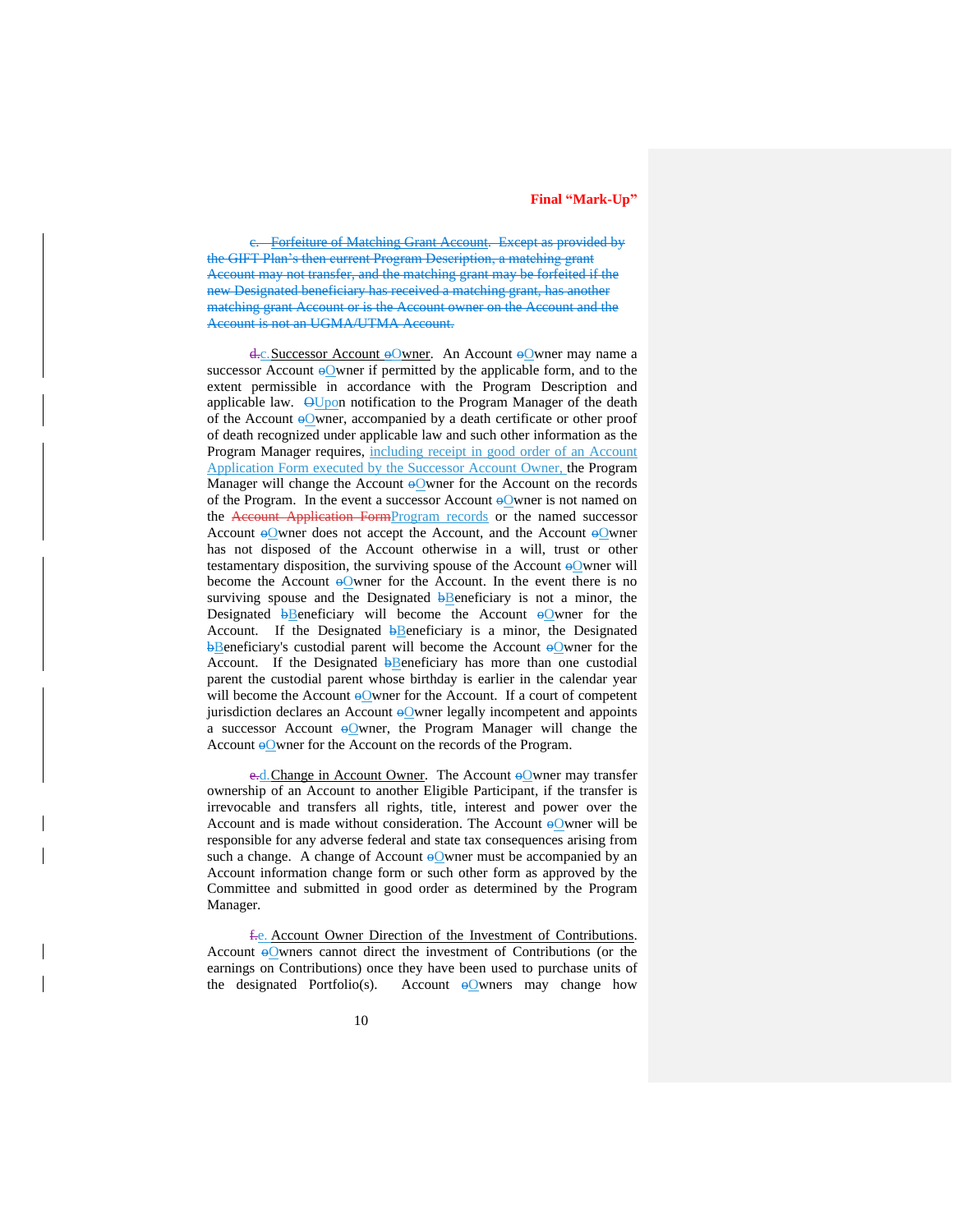~~c. Forfeiture of Matching Grant Account. Except as provided by the GIFT Plan's then current Program Description, a matching grant Account may not transfer, and the matching grant may be forfeited if the new Designated beneficiary has received a matching grant, has another matching grant Account or is the Account owner on the Account and the Account is not an UGMA/UTMA Account.~~

~~d.~~c. Successor Account ~~o~~Owner. An Account ~~o~~Owner may name a successor Account ~~o~~Owner if permitted by the applicable form, and to the extent permissible in accordance with the Program Description and applicable law. ~~O~~Upon notification to the Program Manager of the death of the Account ~~o~~Owner, accompanied by a death certificate or other proof of death recognized under applicable law and such other information as the Program Manager requires, including receipt in good order of an Account Application Form executed by the Successor Account Owner, the Program Manager will change the Account ~~o~~Owner for the Account on the records of the Program. In the event a successor Account ~~o~~Owner is not named on the ~~Account Application Form~~Program records or the named successor Account ~~o~~Owner does not accept the Account, and the Account ~~o~~Owner has not disposed of the Account otherwise in a will, trust or other testamentary disposition, the surviving spouse of the Account ~~o~~Owner will become the Account ~~o~~Owner for the Account. In the event there is no surviving spouse and the Designated ~~b~~Beneficiary is not a minor, the Designated ~~b~~Beneficiary will become the Account ~~o~~Owner for the Account. If the Designated ~~b~~Beneficiary is a minor, the Designated ~~b~~Beneficiary's custodial parent will become the Account ~~o~~Owner for the Account. If the Designated ~~b~~Beneficiary has more than one custodial parent the custodial parent whose birthday is earlier in the calendar year will become the Account ~~o~~Owner for the Account. If a court of competent jurisdiction declares an Account ~~o~~Owner legally incompetent and appoints a successor Account ~~o~~Owner, the Program Manager will change the Account ~~o~~Owner for the Account on the records of the Program.

~~e.~~d. Change in Account Owner. The Account ~~o~~Owner may transfer ownership of an Account to another Eligible Participant, if the transfer is irrevocable and transfers all rights, title, interest and power over the Account and is made without consideration. The Account ~~o~~Owner will be responsible for any adverse federal and state tax consequences arising from such a change. A change of Account ~~o~~Owner must be accompanied by an Account information change form or such other form as approved by the Committee and submitted in good order as determined by the Program Manager.

~~f.~~e. Account Owner Direction of the Investment of Contributions. Account ~~o~~Owners cannot direct the investment of Contributions (or the earnings on Contributions) once they have been used to purchase units of the designated Portfolio(s). Account ~~o~~Owners may change how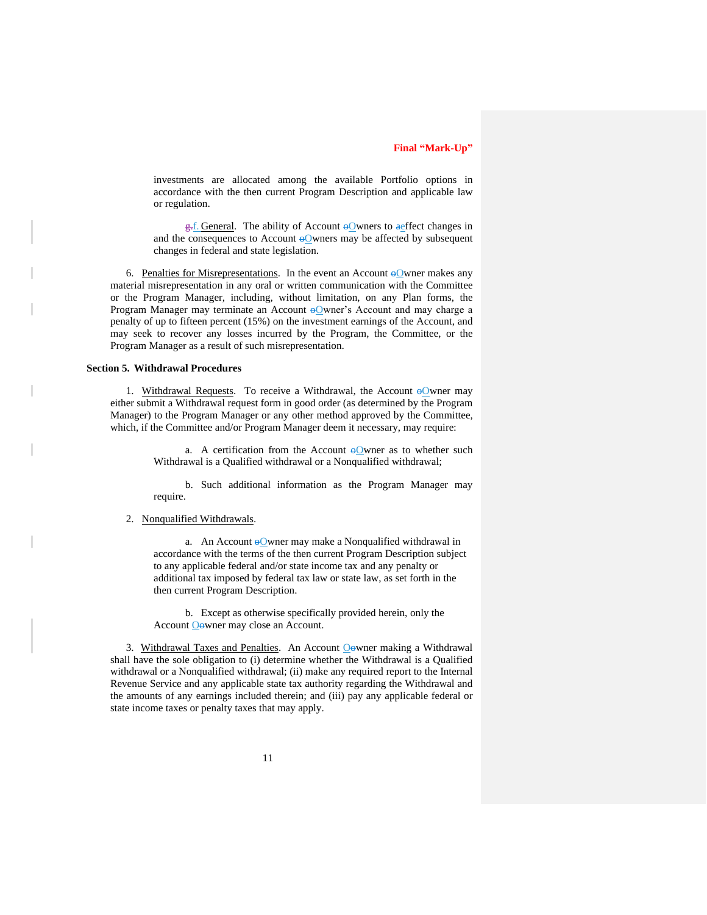investments are allocated among the available Portfolio options in accordance with the then current Program Description and applicable law or regulation.

~~g.~~f. General. The ability of Account ~~o~~Owners to ~~a~~effect changes in and the consequences to Account ~~o~~Owners may be affected by subsequent changes in federal and state legislation.

6. Penalties for Misrepresentations. In the event an Account ~~o~~Owner makes any material misrepresentation in any oral or written communication with the Committee or the Program Manager, including, without limitation, on any Plan forms, the Program Manager may terminate an Account ~~o~~Owner's Account and may charge a penalty of up to fifteen percent (15%) on the investment earnings of the Account, and may seek to recover any losses incurred by the Program, the Committee, or the Program Manager as a result of such misrepresentation.

**Section 5. Withdrawal Procedures**

1. Withdrawal Requests. To receive a Withdrawal, the Account ~~o~~Owner may either submit a Withdrawal request form in good order (as determined by the Program Manager) to the Program Manager or any other method approved by the Committee, which, if the Committee and/or Program Manager deem it necessary, may require:

a. A certification from the Account ~~o~~Owner as to whether such Withdrawal is a Qualified withdrawal or a Nonqualified withdrawal;

b. Such additional information as the Program Manager may require.

2. Nonqualified Withdrawals.

a. An Account ~~o~~Owner may make a Nonqualified withdrawal in accordance with the terms of the then current Program Description subject to any applicable federal and/or state income tax and any penalty or additional tax imposed by federal tax law or state law, as set forth in the then current Program Description.

b. Except as otherwise specifically provided herein, only the Account O~~o~~wner may close an Account.

3. Withdrawal Taxes and Penalties. An Account O~~o~~wner making a Withdrawal shall have the sole obligation to (i) determine whether the Withdrawal is a Qualified withdrawal or a Nonqualified withdrawal; (ii) make any required report to the Internal Revenue Service and any applicable state tax authority regarding the Withdrawal and the amounts of any earnings included therein; and (iii) pay any applicable federal or state income taxes or penalty taxes that may apply.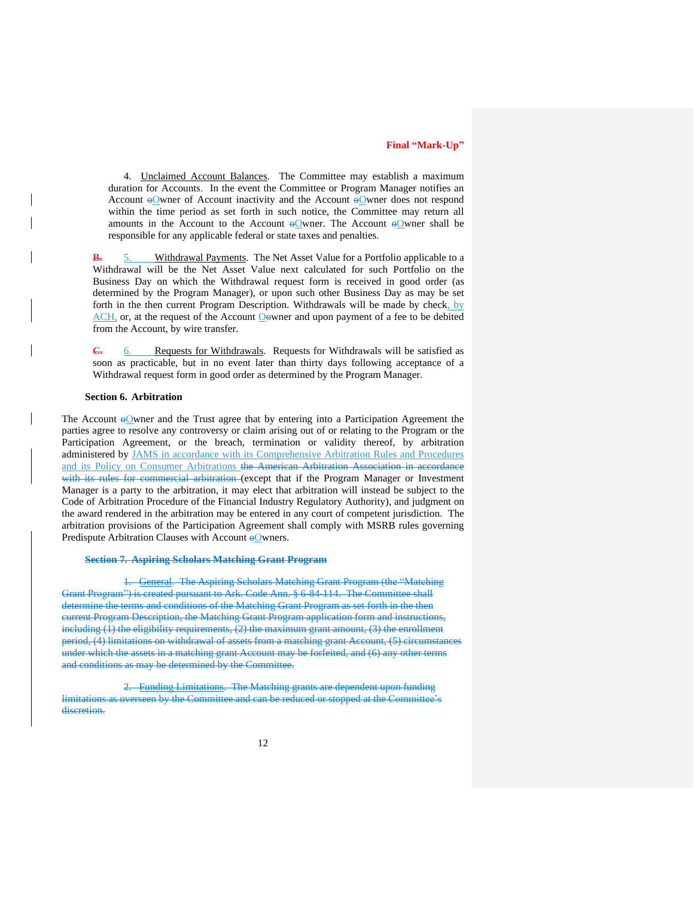**Final "Mark-Up"**

4. Unclaimed Account Balances. The Committee may establish a maximum duration for Accounts. In the event the Committee or Program Manager notifies an Account ~~o~~Owner of Account inactivity and the Account ~~o~~Owner does not respond within the time period as set forth in such notice, the Committee may return all amounts in the Account to the Account ~~o~~Owner. The Account ~~o~~Owner shall be responsible for any applicable federal or state taxes and penalties.

~~B.~~ 5. Withdrawal Payments. The Net Asset Value for a Portfolio applicable to a Withdrawal will be the Net Asset Value next calculated for such Portfolio on the Business Day on which the Withdrawal request form is received in good order (as determined by the Program Manager), or upon such other Business Day as may be set forth in the then current Program Description. Withdrawals will be made by check, by ACH, or, at the request of the Account O~~o~~wner and upon payment of a fee to be debited from the Account, by wire transfer.

~~C.~~ 6. Requests for Withdrawals. Requests for Withdrawals will be satisfied as soon as practicable, but in no event later than thirty days following acceptance of a Withdrawal request form in good order as determined by the Program Manager.

**Section 6. Arbitration**

The Account ~~o~~Owner and the Trust agree that by entering into a Participation Agreement the parties agree to resolve any controversy or claim arising out of or relating to the Program or the Participation Agreement, or the breach, termination or validity thereof, by arbitration administered by JAMS in accordance with its Comprehensive Arbitration Rules and Procedures and its Policy on Consumer Arbitrations ~~the American Arbitration Association in accordance with its rules for commercial arbitration~~ (except that if the Program Manager or Investment Manager is a party to the arbitration, it may elect that arbitration will instead be subject to the Code of Arbitration Procedure of the Financial Industry Regulatory Authority), and judgment on the award rendered in the arbitration may be entered in any court of competent jurisdiction. The arbitration provisions of the Participation Agreement shall comply with MSRB rules governing Predispute Arbitration Clauses with Account ~~o~~Owners.

~~**Section 7. Aspiring Scholars Matching Grant Program**~~

~~1. General. The Aspiring Scholars Matching Grant Program (the "Matching Grant Program") is created pursuant to Ark. Code Ann. § 6-84-114. The Committee shall determine the terms and conditions of the Matching Grant Program as set forth in the then current Program Description, the Matching Grant Program application form and instructions, including (1) the eligibility requirements, (2) the maximum grant amount, (3) the enrollment period, (4) limitations on withdrawal of assets from a matching grant Account, (5) circumstances under which the assets in a matching grant Account may be forfeited, and (6) any other terms and conditions as may be determined by the Committee.~~

~~2. Funding Limitations. The Matching grants are dependent upon funding limitations as overseen by the Committee and can be reduced or stopped at the Committee's discretion.~~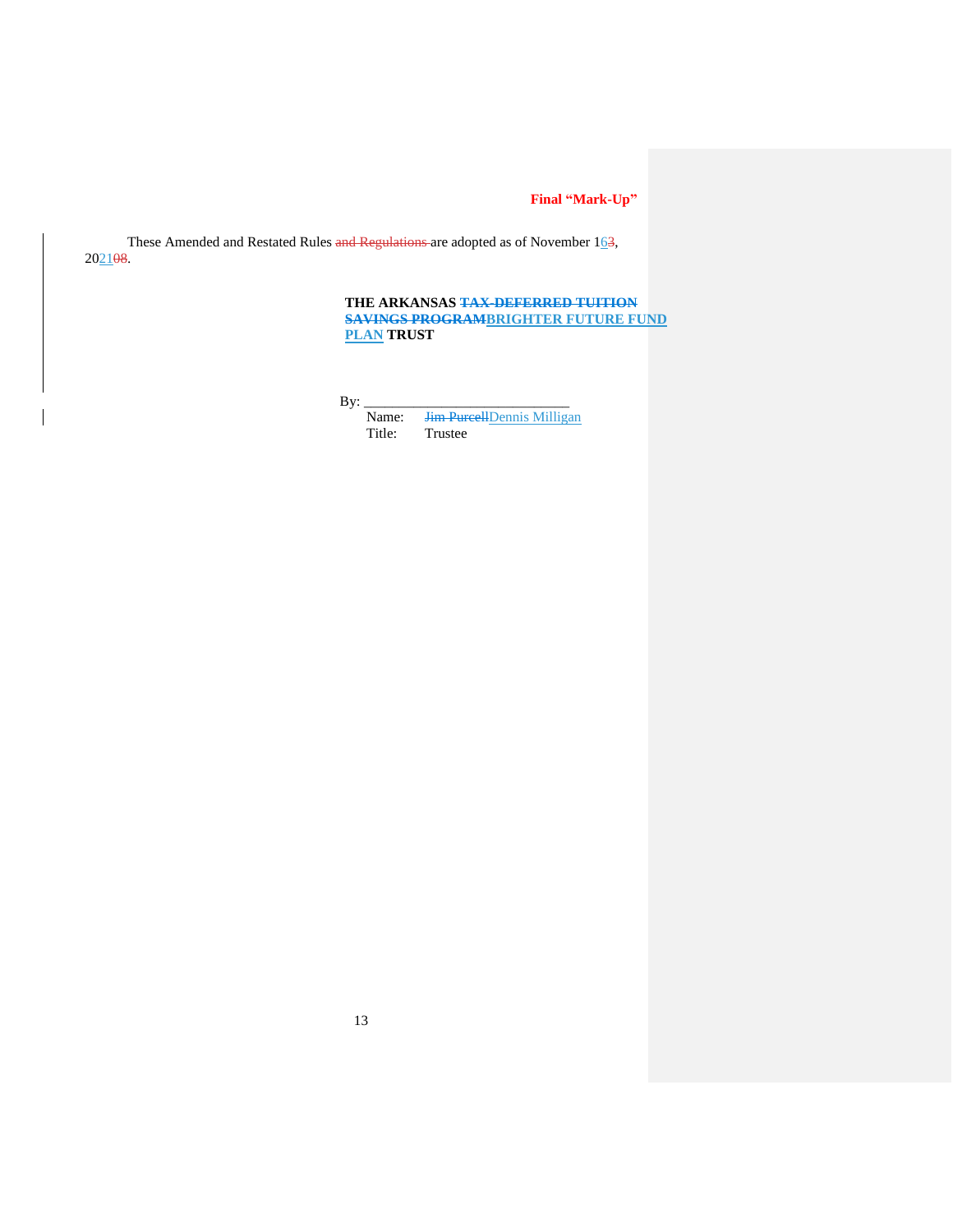**Final "Mark-Up"**

These Amended and Restated Rules ~~and Regulations~~ are adopted as of November 1<u>6</u>~~3~~, 20<u>21</u>~~08~~.

**THE ARKANSAS ~~TAX-DEFERRED TUITION SAVINGS PROGRAM~~<u>BRIGHTER FUTURE FUND PLAN</u> TRUST**

By: ____________________________

Name: ~~Jim Purcell~~<u>Dennis Milligan</u>

Title: Trustee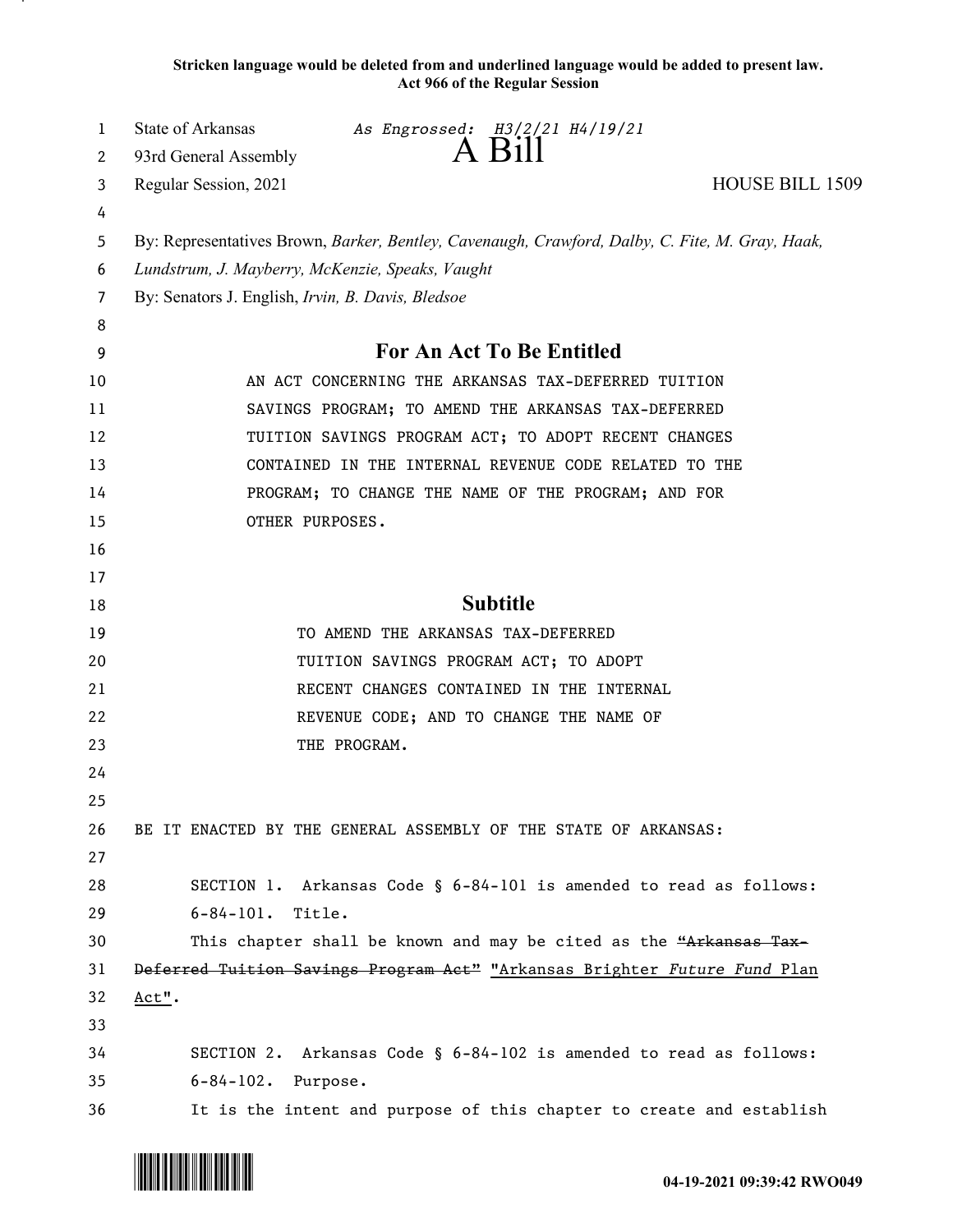**Stricken language would be deleted from and underlined language would be added to present law.**
**Act 966 of the Regular Session**

State of Arkansas *As Engrossed: H3/2/21 H4/19/21*
93rd General Assembly **A Bill**
Regular Session, 2021 HOUSE BILL 1509

By: Representatives Brown, *Barker, Bentley, Cavenaugh, Crawford, Dalby, C. Fite, M. Gray, Haak, Lundstrum, J. Mayberry, McKenzie, Speaks, Vaught*
By: Senators J. English, *Irvin, B. Davis, Bledsoe*

## For An Act To Be Entitled

AN ACT CONCERNING THE ARKANSAS TAX-DEFERRED TUITION SAVINGS PROGRAM; TO AMEND THE ARKANSAS TAX-DEFERRED TUITION SAVINGS PROGRAM ACT; TO ADOPT RECENT CHANGES CONTAINED IN THE INTERNAL REVENUE CODE RELATED TO THE PROGRAM; TO CHANGE THE NAME OF THE PROGRAM; AND FOR OTHER PURPOSES.

## Subtitle

TO AMEND THE ARKANSAS TAX-DEFERRED TUITION SAVINGS PROGRAM ACT; TO ADOPT RECENT CHANGES CONTAINED IN THE INTERNAL REVENUE CODE; AND TO CHANGE THE NAME OF THE PROGRAM.

BE IT ENACTED BY THE GENERAL ASSEMBLY OF THE STATE OF ARKANSAS:

SECTION 1. Arkansas Code § 6-84-101 is amended to read as follows:
6-84-101. Title.
This chapter shall be known and may be cited as the ~~"Arkansas Tax-Deferred Tuition Savings Program Act"~~ <u>"Arkansas Brighter *Future Fund* Plan Act"</u>.

SECTION 2. Arkansas Code § 6-84-102 is amended to read as follows:
6-84-102. Purpose.
It is the intent and purpose of this chapter to create and establish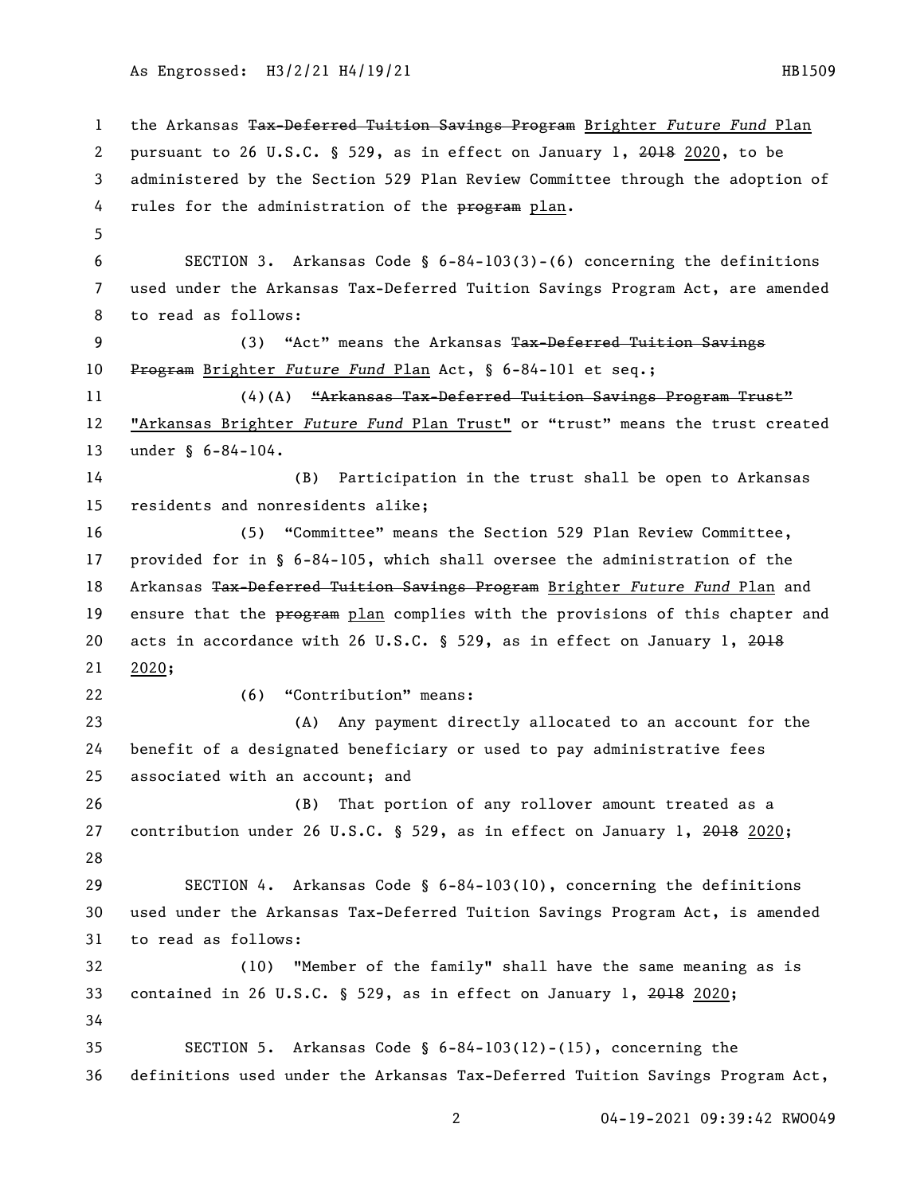the Arkansas ~~Tax-Deferred Tuition Savings Program~~ Brighter *Future Fund* Plan pursuant to 26 U.S.C. § 529, as in effect on January 1, ~~2018~~ 2020, to be administered by the Section 529 Plan Review Committee through the adoption of rules for the administration of the ~~program~~ plan.

SECTION 3. Arkansas Code § 6-84-103(3)-(6) concerning the definitions used under the Arkansas Tax-Deferred Tuition Savings Program Act, are amended to read as follows:

(3) "Act" means the Arkansas ~~Tax-Deferred Tuition Savings Program~~ Brighter *Future Fund* Plan Act, § 6-84-101 et seq.;

(4)(A) ~~"Arkansas Tax-Deferred Tuition Savings Program Trust"~~ "Arkansas Brighter *Future Fund* Plan Trust" or "trust" means the trust created under § 6-84-104.

(B) Participation in the trust shall be open to Arkansas residents and nonresidents alike;

(5) "Committee" means the Section 529 Plan Review Committee, provided for in § 6-84-105, which shall oversee the administration of the Arkansas ~~Tax-Deferred Tuition Savings Program~~ Brighter *Future Fund* Plan and ensure that the ~~program~~ plan complies with the provisions of this chapter and acts in accordance with 26 U.S.C. § 529, as in effect on January 1, ~~2018~~ 2020;

(6) "Contribution" means:

(A) Any payment directly allocated to an account for the benefit of a designated beneficiary or used to pay administrative fees associated with an account; and

(B) That portion of any rollover amount treated as a contribution under 26 U.S.C. § 529, as in effect on January 1, ~~2018~~ 2020;

SECTION 4. Arkansas Code § 6-84-103(10), concerning the definitions used under the Arkansas Tax-Deferred Tuition Savings Program Act, is amended to read as follows:

(10) "Member of the family" shall have the same meaning as is contained in 26 U.S.C. § 529, as in effect on January 1, ~~2018~~ 2020;

SECTION 5. Arkansas Code § 6-84-103(12)-(15), concerning the definitions used under the Arkansas Tax-Deferred Tuition Savings Program Act,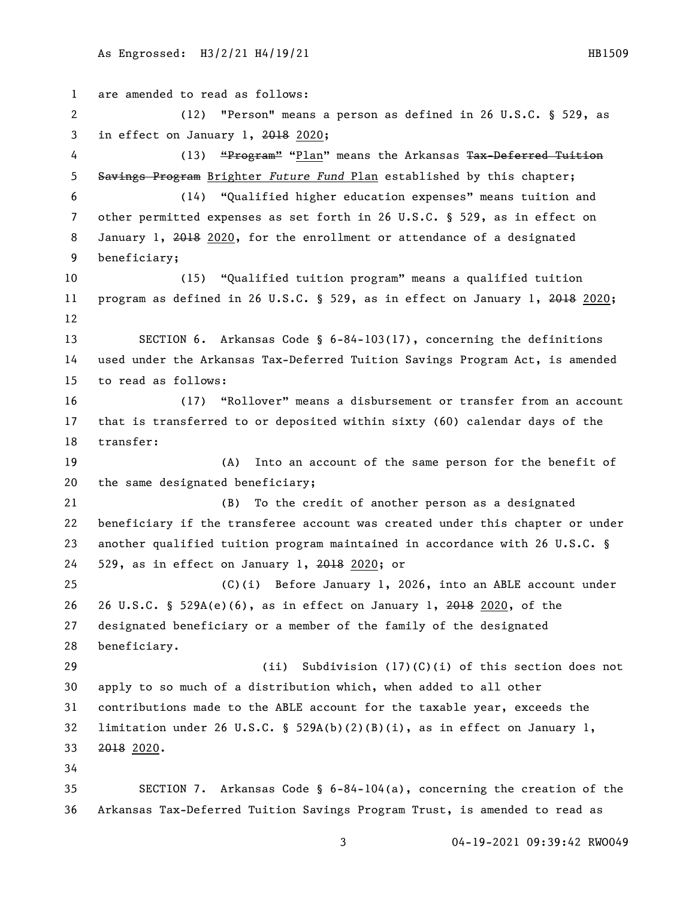are amended to read as follows:

(12) "Person" means a person as defined in 26 U.S.C. § 529, as in effect on January 1, ~~2018~~ 2020;

(13) ~~"Program"~~ "Plan" means the Arkansas ~~Tax-Deferred Tuition Savings Program~~ Brighter *Future Fund* Plan established by this chapter;

(14) "Qualified higher education expenses" means tuition and other permitted expenses as set forth in 26 U.S.C. § 529, as in effect on January 1, ~~2018~~ 2020, for the enrollment or attendance of a designated beneficiary;

(15) "Qualified tuition program" means a qualified tuition program as defined in 26 U.S.C. § 529, as in effect on January 1, ~~2018~~ 2020;

SECTION 6. Arkansas Code § 6-84-103(17), concerning the definitions used under the Arkansas Tax-Deferred Tuition Savings Program Act, is amended to read as follows:

(17) "Rollover" means a disbursement or transfer from an account that is transferred to or deposited within sixty (60) calendar days of the transfer:

(A) Into an account of the same person for the benefit of the same designated beneficiary;

(B) To the credit of another person as a designated beneficiary if the transferee account was created under this chapter or under another qualified tuition program maintained in accordance with 26 U.S.C. § 529, as in effect on January 1, ~~2018~~ 2020; or

(C)(i) Before January 1, 2026, into an ABLE account under 26 U.S.C. § 529A(e)(6), as in effect on January 1, ~~2018~~ 2020, of the designated beneficiary or a member of the family of the designated beneficiary.

(ii) Subdivision (17)(C)(i) of this section does not apply to so much of a distribution which, when added to all other contributions made to the ABLE account for the taxable year, exceeds the limitation under 26 U.S.C. § 529A(b)(2)(B)(i), as in effect on January 1, ~~2018~~ 2020.

SECTION 7. Arkansas Code § 6-84-104(a), concerning the creation of the Arkansas Tax-Deferred Tuition Savings Program Trust, is amended to read as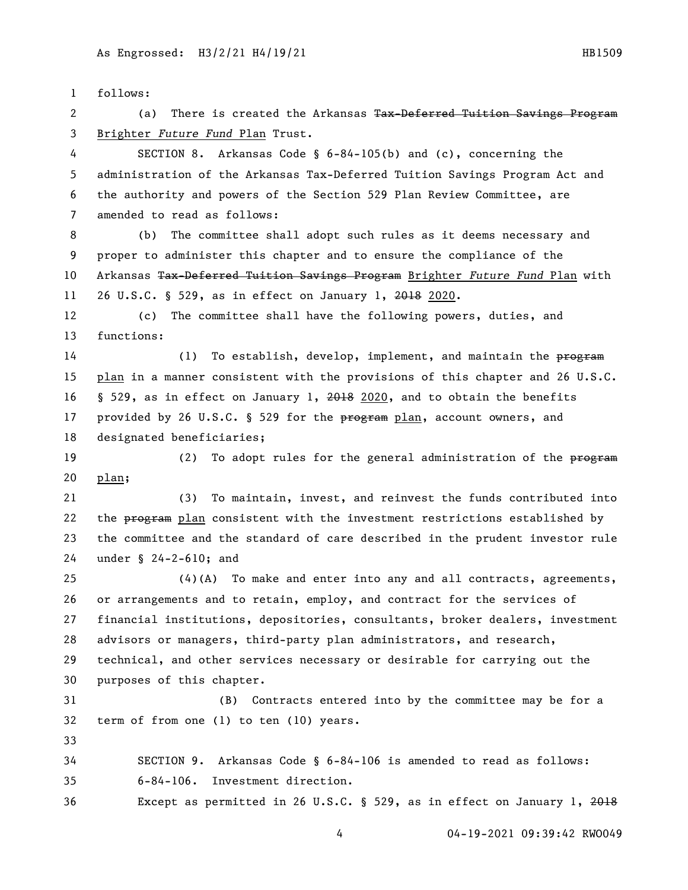follows:

(a) There is created the Arkansas ~~Tax-Deferred Tuition Savings Program~~ <u>Brighter *Future Fund* Plan</u> Trust.

SECTION 8. Arkansas Code § 6-84-105(b) and (c), concerning the administration of the Arkansas Tax-Deferred Tuition Savings Program Act and the authority and powers of the Section 529 Plan Review Committee, are amended to read as follows:

(b) The committee shall adopt such rules as it deems necessary and proper to administer this chapter and to ensure the compliance of the Arkansas ~~Tax-Deferred Tuition Savings Program~~ <u>Brighter *Future Fund* Plan</u> with 26 U.S.C. § 529, as in effect on January 1, ~~2018~~ <u>2020</u>.

(c) The committee shall have the following powers, duties, and functions:

(1) To establish, develop, implement, and maintain the ~~program~~ <u>plan</u> in a manner consistent with the provisions of this chapter and 26 U.S.C. § 529, as in effect on January 1, ~~2018~~ <u>2020</u>, and to obtain the benefits provided by 26 U.S.C. § 529 for the ~~program~~ <u>plan</u>, account owners, and designated beneficiaries;

(2) To adopt rules for the general administration of the ~~program~~ <u>plan</u>;

(3) To maintain, invest, and reinvest the funds contributed into the ~~program~~ <u>plan</u> consistent with the investment restrictions established by the committee and the standard of care described in the prudent investor rule under § 24-2-610; and

(4)(A) To make and enter into any and all contracts, agreements, or arrangements and to retain, employ, and contract for the services of financial institutions, depositories, consultants, broker dealers, investment advisors or managers, third-party plan administrators, and research, technical, and other services necessary or desirable for carrying out the purposes of this chapter.

(B) Contracts entered into by the committee may be for a term of from one (1) to ten (10) years.

SECTION 9. Arkansas Code § 6-84-106 is amended to read as follows:

6-84-106. Investment direction.

Except as permitted in 26 U.S.C. § 529, as in effect on January 1, ~~2018~~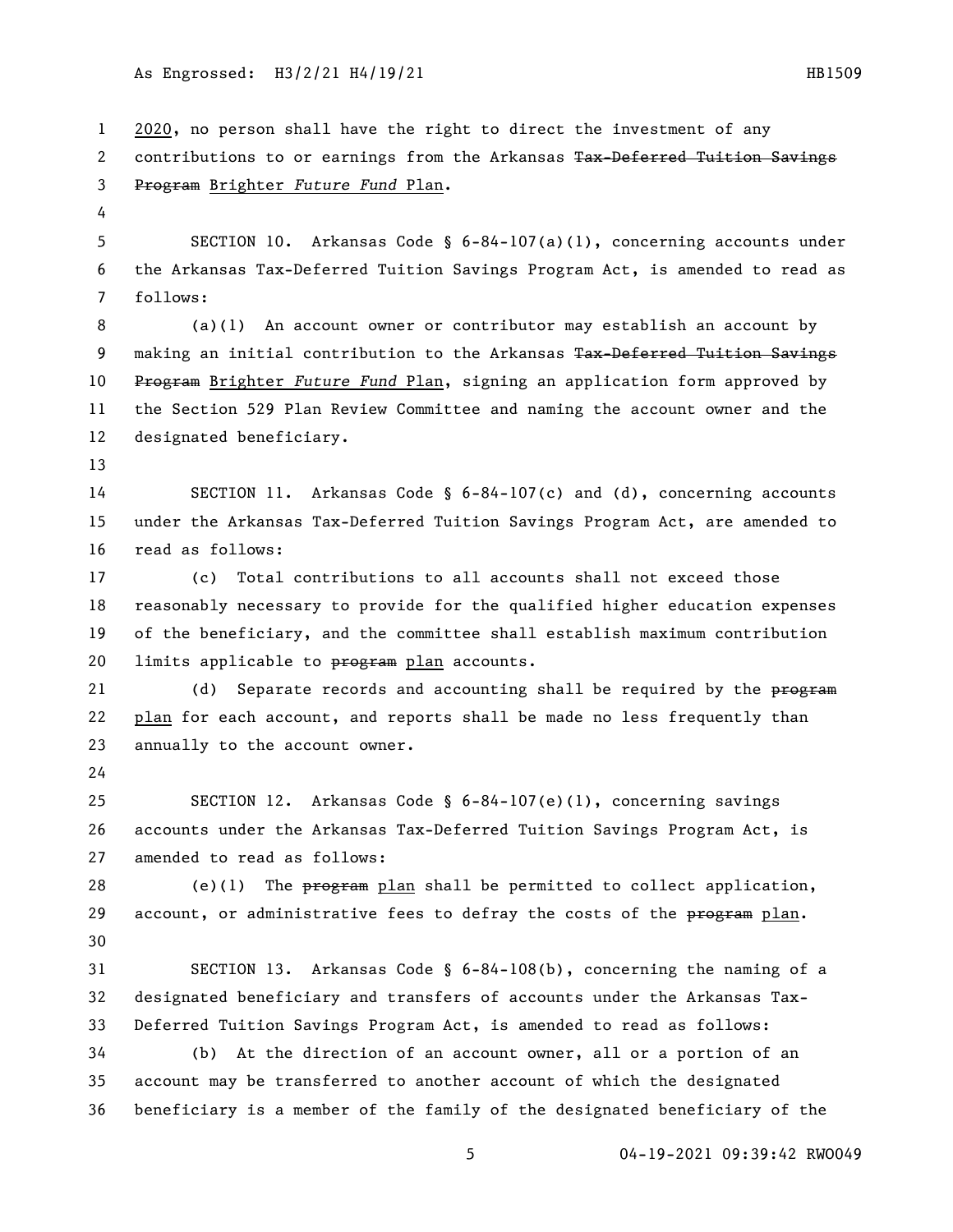2020, no person shall have the right to direct the investment of any contributions to or earnings from the Arkansas ~~Tax-Deferred Tuition Savings Program~~ Brighter *Future Fund* Plan.

SECTION 10. Arkansas Code § 6-84-107(a)(1), concerning accounts under the Arkansas Tax-Deferred Tuition Savings Program Act, is amended to read as follows:

(a)(1) An account owner or contributor may establish an account by making an initial contribution to the Arkansas ~~Tax-Deferred Tuition Savings Program~~ Brighter *Future Fund* Plan, signing an application form approved by the Section 529 Plan Review Committee and naming the account owner and the designated beneficiary.

SECTION 11. Arkansas Code § 6-84-107(c) and (d), concerning accounts under the Arkansas Tax-Deferred Tuition Savings Program Act, are amended to read as follows:

(c) Total contributions to all accounts shall not exceed those reasonably necessary to provide for the qualified higher education expenses of the beneficiary, and the committee shall establish maximum contribution limits applicable to ~~program~~ plan accounts.

(d) Separate records and accounting shall be required by the ~~program~~ plan for each account, and reports shall be made no less frequently than annually to the account owner.

SECTION 12. Arkansas Code § 6-84-107(e)(1), concerning savings accounts under the Arkansas Tax-Deferred Tuition Savings Program Act, is amended to read as follows:

(e)(1) The ~~program~~ plan shall be permitted to collect application, account, or administrative fees to defray the costs of the ~~program~~ plan.

SECTION 13. Arkansas Code § 6-84-108(b), concerning the naming of a designated beneficiary and transfers of accounts under the Arkansas Tax-Deferred Tuition Savings Program Act, is amended to read as follows:

(b) At the direction of an account owner, all or a portion of an account may be transferred to another account of which the designated beneficiary is a member of the family of the designated beneficiary of the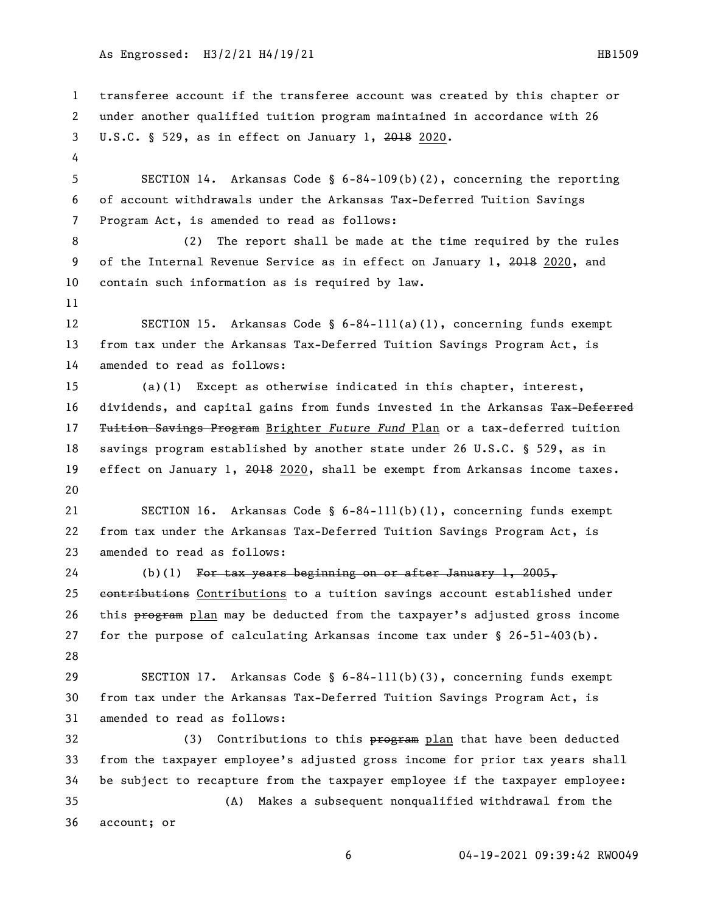transferee account if the transferee account was created by this chapter or under another qualified tuition program maintained in accordance with 26 U.S.C. § 529, as in effect on January 1, ~~2018~~ 2020.

SECTION 14. Arkansas Code § 6-84-109(b)(2), concerning the reporting of account withdrawals under the Arkansas Tax-Deferred Tuition Savings Program Act, is amended to read as follows:

(2) The report shall be made at the time required by the rules of the Internal Revenue Service as in effect on January 1, ~~2018~~ 2020, and contain such information as is required by law.

SECTION 15. Arkansas Code § 6-84-111(a)(1), concerning funds exempt from tax under the Arkansas Tax-Deferred Tuition Savings Program Act, is amended to read as follows:

(a)(1) Except as otherwise indicated in this chapter, interest, dividends, and capital gains from funds invested in the Arkansas ~~Tax-Deferred Tuition Savings Program~~ Brighter *Future Fund* Plan or a tax-deferred tuition savings program established by another state under 26 U.S.C. § 529, as in effect on January 1, ~~2018~~ 2020, shall be exempt from Arkansas income taxes.

SECTION 16. Arkansas Code § 6-84-111(b)(1), concerning funds exempt from tax under the Arkansas Tax-Deferred Tuition Savings Program Act, is amended to read as follows:

(b)(1) ~~For tax years beginning on or after January 1, 2005, contributions~~ Contributions to a tuition savings account established under this ~~program~~ plan may be deducted from the taxpayer's adjusted gross income for the purpose of calculating Arkansas income tax under § 26-51-403(b).

SECTION 17. Arkansas Code § 6-84-111(b)(3), concerning funds exempt from tax under the Arkansas Tax-Deferred Tuition Savings Program Act, is amended to read as follows:

(3) Contributions to this ~~program~~ plan that have been deducted from the taxpayer employee's adjusted gross income for prior tax years shall be subject to recapture from the taxpayer employee if the taxpayer employee:

(A) Makes a subsequent nonqualified withdrawal from the account; or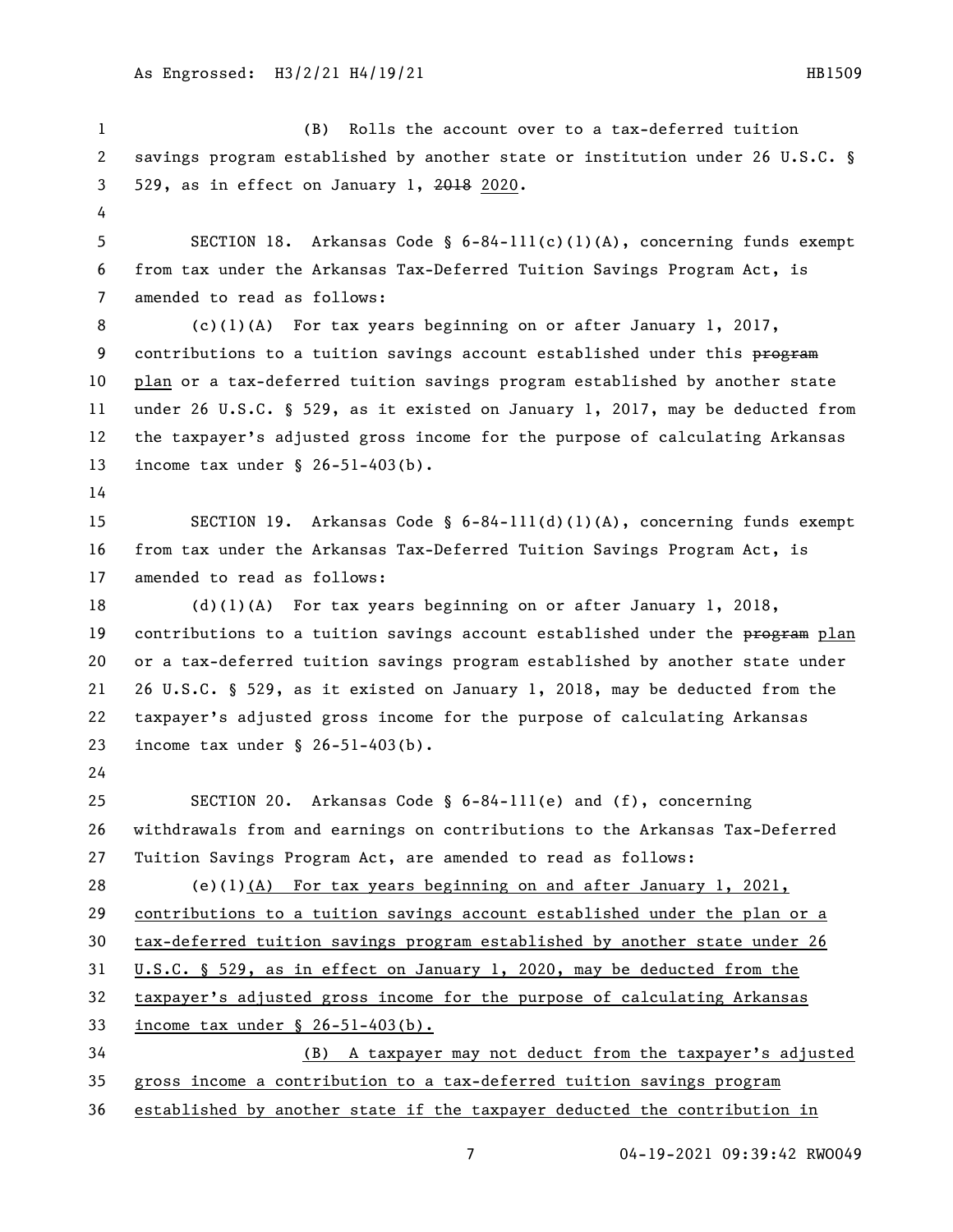(B) Rolls the account over to a tax-deferred tuition savings program established by another state or institution under 26 U.S.C. § 529, as in effect on January 1, ~~2018~~ 2020.

SECTION 18. Arkansas Code § 6-84-111(c)(1)(A), concerning funds exempt from tax under the Arkansas Tax-Deferred Tuition Savings Program Act, is amended to read as follows:

(c)(1)(A) For tax years beginning on or after January 1, 2017, contributions to a tuition savings account established under this ~~program~~ plan or a tax-deferred tuition savings program established by another state under 26 U.S.C. § 529, as it existed on January 1, 2017, may be deducted from the taxpayer's adjusted gross income for the purpose of calculating Arkansas income tax under § 26-51-403(b).

SECTION 19. Arkansas Code § 6-84-111(d)(1)(A), concerning funds exempt from tax under the Arkansas Tax-Deferred Tuition Savings Program Act, is amended to read as follows:

(d)(1)(A) For tax years beginning on or after January 1, 2018, contributions to a tuition savings account established under the ~~program~~ plan or a tax-deferred tuition savings program established by another state under 26 U.S.C. § 529, as it existed on January 1, 2018, may be deducted from the taxpayer's adjusted gross income for the purpose of calculating Arkansas income tax under § 26-51-403(b).

SECTION 20. Arkansas Code § 6-84-111(e) and (f), concerning withdrawals from and earnings on contributions to the Arkansas Tax-Deferred Tuition Savings Program Act, are amended to read as follows:

(e)(1)(A) For tax years beginning on and after January 1, 2021, contributions to a tuition savings account established under the plan or a tax-deferred tuition savings program established by another state under 26 U.S.C. § 529, as in effect on January 1, 2020, may be deducted from the taxpayer's adjusted gross income for the purpose of calculating Arkansas income tax under § 26-51-403(b).

(B) A taxpayer may not deduct from the taxpayer's adjusted gross income a contribution to a tax-deferred tuition savings program established by another state if the taxpayer deducted the contribution in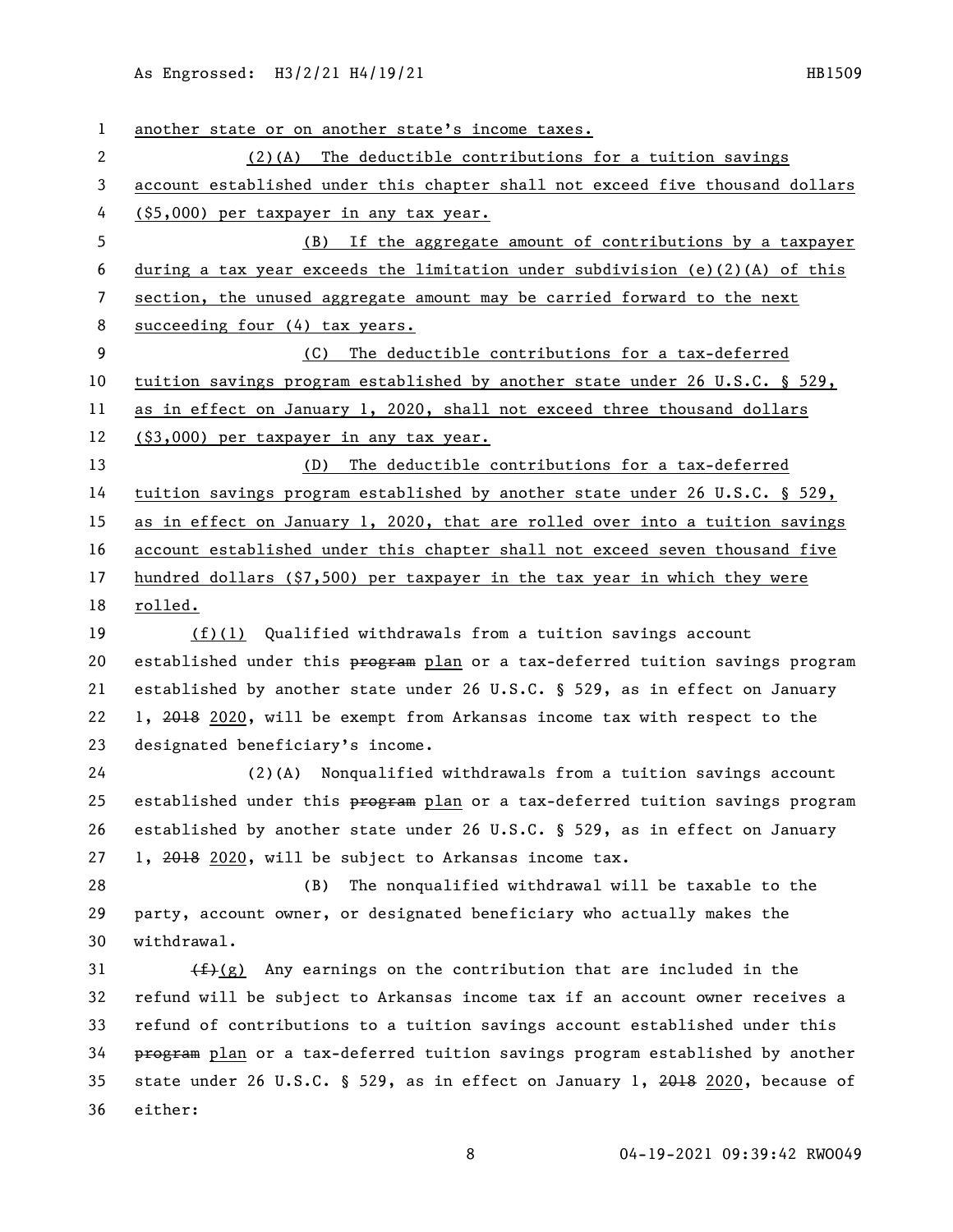another state or on another state's income taxes.

(2)(A) The deductible contributions for a tuition savings account established under this chapter shall not exceed five thousand dollars ($5,000) per taxpayer in any tax year.

(B) If the aggregate amount of contributions by a taxpayer during a tax year exceeds the limitation under subdivision (e)(2)(A) of this section, the unused aggregate amount may be carried forward to the next succeeding four (4) tax years.

(C) The deductible contributions for a tax-deferred tuition savings program established by another state under 26 U.S.C. § 529, as in effect on January 1, 2020, shall not exceed three thousand dollars ($3,000) per taxpayer in any tax year.

(D) The deductible contributions for a tax-deferred tuition savings program established by another state under 26 U.S.C. § 529, as in effect on January 1, 2020, that are rolled over into a tuition savings account established under this chapter shall not exceed seven thousand five hundred dollars ($7,500) per taxpayer in the tax year in which they were rolled.

(f)(1) Qualified withdrawals from a tuition savings account established under this ~~program~~ plan or a tax-deferred tuition savings program established by another state under 26 U.S.C. § 529, as in effect on January 1, ~~2018~~ 2020, will be exempt from Arkansas income tax with respect to the designated beneficiary's income.

(2)(A) Nonqualified withdrawals from a tuition savings account established under this ~~program~~ plan or a tax-deferred tuition savings program established by another state under 26 U.S.C. § 529, as in effect on January 1, ~~2018~~ 2020, will be subject to Arkansas income tax.

(B) The nonqualified withdrawal will be taxable to the party, account owner, or designated beneficiary who actually makes the withdrawal.

~~(f)~~(g) Any earnings on the contribution that are included in the refund will be subject to Arkansas income tax if an account owner receives a refund of contributions to a tuition savings account established under this ~~program~~ plan or a tax-deferred tuition savings program established by another state under 26 U.S.C. § 529, as in effect on January 1, ~~2018~~ 2020, because of either: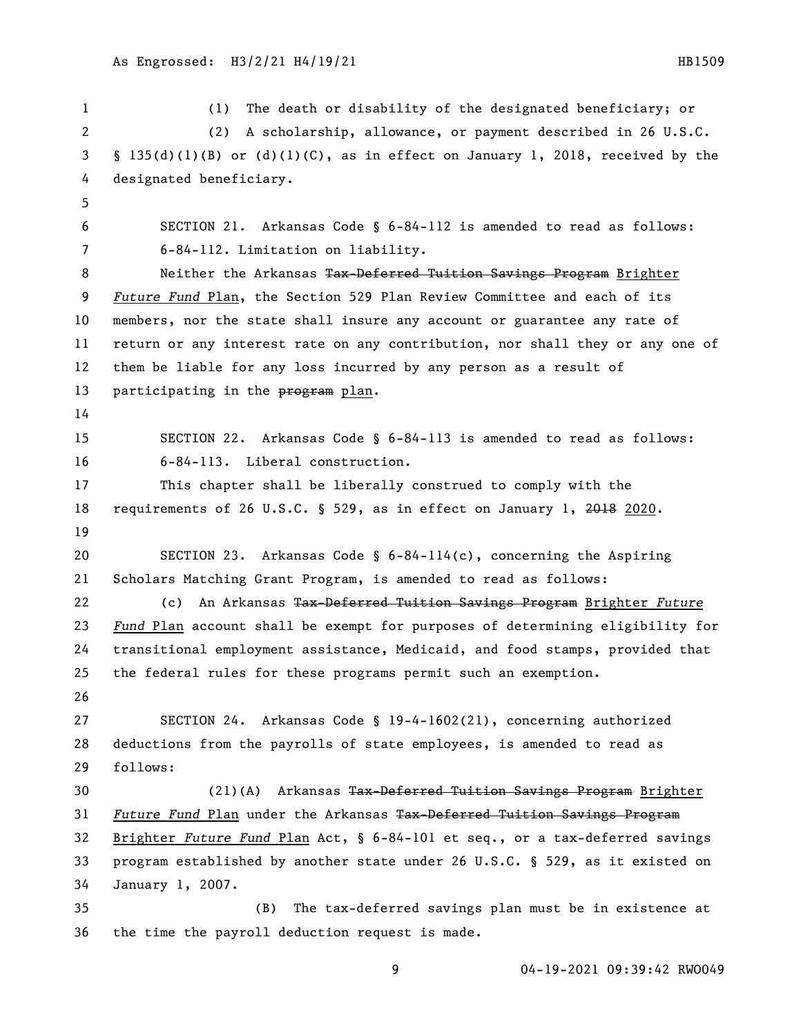(1) The death or disability of the designated beneficiary; or

(2) A scholarship, allowance, or payment described in 26 U.S.C. § 135(d)(1)(B) or (d)(1)(C), as in effect on January 1, 2018, received by the designated beneficiary.

SECTION 21. Arkansas Code § 6-84-112 is amended to read as follows:

6-84-112. Limitation on liability.

Neither the Arkansas ~~Tax-Deferred Tuition Savings Program~~ Brighter *Future Fund* Plan, the Section 529 Plan Review Committee and each of its members, nor the state shall insure any account or guarantee any rate of return or any interest rate on any contribution, nor shall they or any one of them be liable for any loss incurred by any person as a result of participating in the ~~program~~ plan.

SECTION 22. Arkansas Code § 6-84-113 is amended to read as follows:

6-84-113. Liberal construction.

This chapter shall be liberally construed to comply with the requirements of 26 U.S.C. § 529, as in effect on January 1, ~~2018~~ 2020.

SECTION 23. Arkansas Code § 6-84-114(c), concerning the Aspiring Scholars Matching Grant Program, is amended to read as follows:

(c) An Arkansas ~~Tax-Deferred Tuition Savings Program~~ Brighter *Future Fund* Plan account shall be exempt for purposes of determining eligibility for transitional employment assistance, Medicaid, and food stamps, provided that the federal rules for these programs permit such an exemption.

SECTION 24. Arkansas Code § 19-4-1602(21), concerning authorized deductions from the payrolls of state employees, is amended to read as follows:

(21)(A) Arkansas ~~Tax-Deferred Tuition Savings Program~~ Brighter *Future Fund* Plan under the Arkansas ~~Tax-Deferred Tuition Savings Program~~ Brighter *Future Fund* Plan Act, § 6-84-101 et seq., or a tax-deferred savings program established by another state under 26 U.S.C. § 529, as it existed on January 1, 2007.

(B) The tax-deferred savings plan must be in existence at the time the payroll deduction request is made.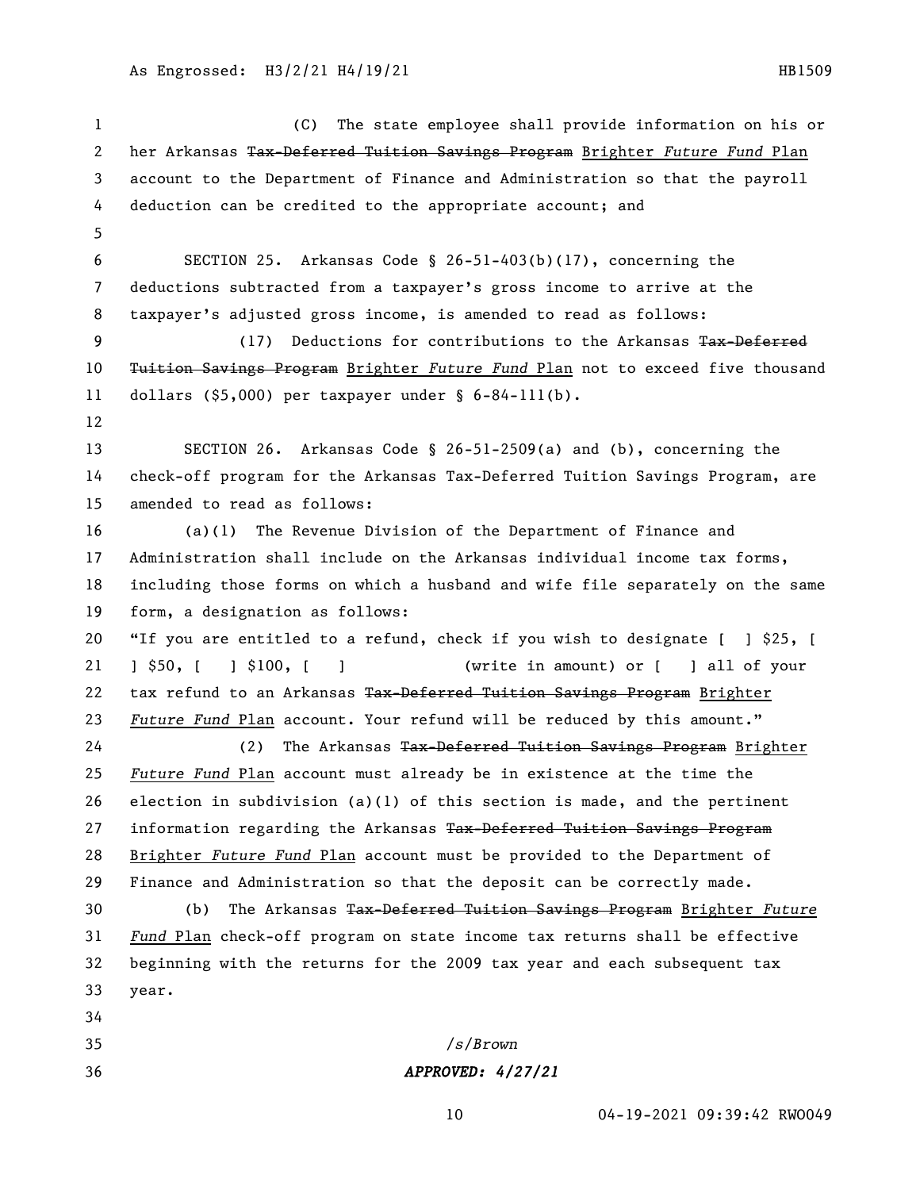(C) The state employee shall provide information on his or her Arkansas ~~Tax-Deferred Tuition Savings Program~~ Brighter *Future Fund* Plan account to the Department of Finance and Administration so that the payroll deduction can be credited to the appropriate account; and

SECTION 25. Arkansas Code § 26-51-403(b)(17), concerning the deductions subtracted from a taxpayer's gross income to arrive at the taxpayer's adjusted gross income, is amended to read as follows:

(17) Deductions for contributions to the Arkansas ~~Tax-Deferred Tuition Savings Program~~ Brighter *Future Fund* Plan not to exceed five thousand dollars ($5,000) per taxpayer under § 6-84-111(b).

SECTION 26. Arkansas Code § 26-51-2509(a) and (b), concerning the check-off program for the Arkansas Tax-Deferred Tuition Savings Program, are amended to read as follows:

(a)(1) The Revenue Division of the Department of Finance and Administration shall include on the Arkansas individual income tax forms, including those forms on which a husband and wife file separately on the same form, a designation as follows:

"If you are entitled to a refund, check if you wish to designate [ ] $25, [ ] $50, [ ] $100, [ ] (write in amount) or [ ] all of your tax refund to an Arkansas ~~Tax-Deferred Tuition Savings Program~~ Brighter *Future Fund* Plan account. Your refund will be reduced by this amount."

(2) The Arkansas ~~Tax-Deferred Tuition Savings Program~~ Brighter *Future Fund* Plan account must already be in existence at the time the election in subdivision (a)(1) of this section is made, and the pertinent information regarding the Arkansas ~~Tax-Deferred Tuition Savings Program~~ Brighter *Future Fund* Plan account must be provided to the Department of Finance and Administration so that the deposit can be correctly made.

(b) The Arkansas ~~Tax-Deferred Tuition Savings Program~~ Brighter *Future Fund* Plan check-off program on state income tax returns shall be effective beginning with the returns for the 2009 tax year and each subsequent tax year.

*/s/Brown*

***APPROVED: 4/27/21***